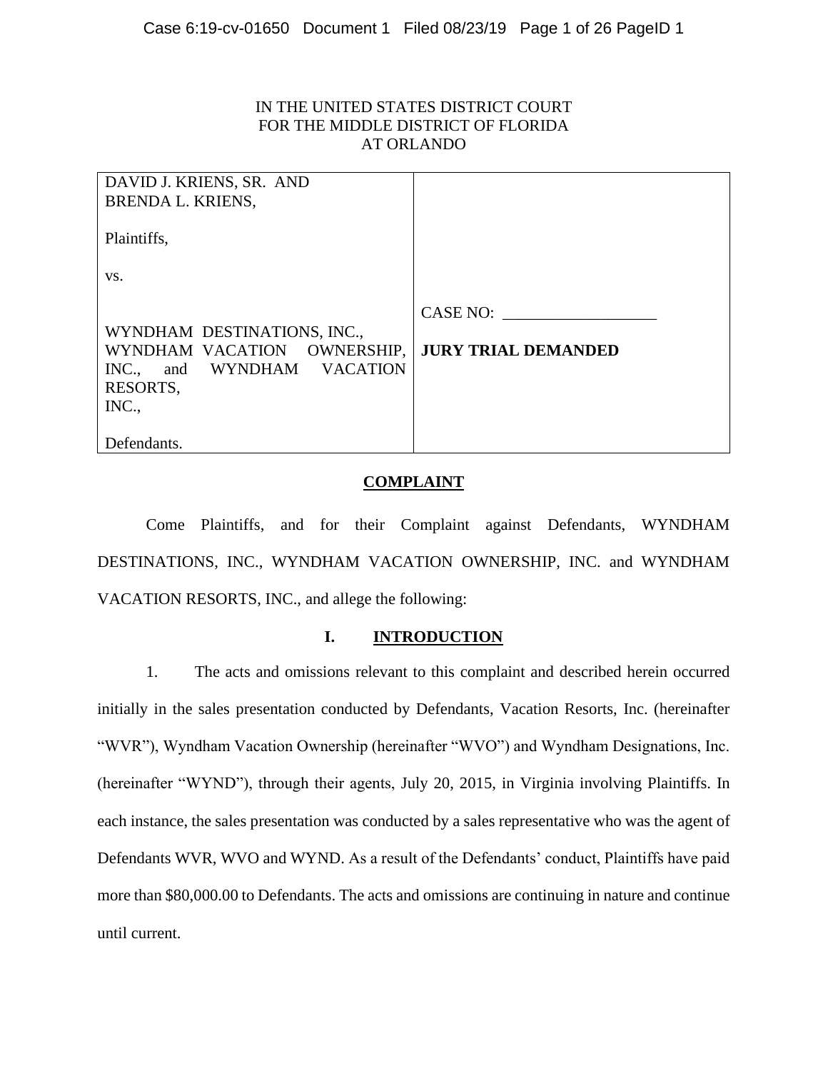IN THE UNITED STATES DISTRICT COURT
FOR THE MIDDLE DISTRICT OF FLORIDA
AT ORLANDO

| | |
|---|---|
| DAVID J. KRIENS, SR. AND BRENDA L. KRIENS,<br><br>Plaintiffs,<br><br>vs.<br><br>WYNDHAM DESTINATIONS, INC., WYNDHAM VACATION OWNERSHIP, INC., and WYNDHAM VACATION RESORTS, INC.,<br><br>Defendants. | CASE NO: ___________________<br><br>**JURY TRIAL DEMANDED** |

## COMPLAINT

Come Plaintiffs, and for their Complaint against Defendants, WYNDHAM DESTINATIONS, INC., WYNDHAM VACATION OWNERSHIP, INC. and WYNDHAM VACATION RESORTS, INC., and allege the following:

## I. INTRODUCTION

1. The acts and omissions relevant to this complaint and described herein occurred initially in the sales presentation conducted by Defendants, Vacation Resorts, Inc. (hereinafter "WVR"), Wyndham Vacation Ownership (hereinafter "WVO") and Wyndham Designations, Inc. (hereinafter "WYND"), through their agents, July 20, 2015, in Virginia involving Plaintiffs. In each instance, the sales presentation was conducted by a sales representative who was the agent of Defendants WVR, WVO and WYND. As a result of the Defendants' conduct, Plaintiffs have paid more than $80,000.00 to Defendants. The acts and omissions are continuing in nature and continue until current.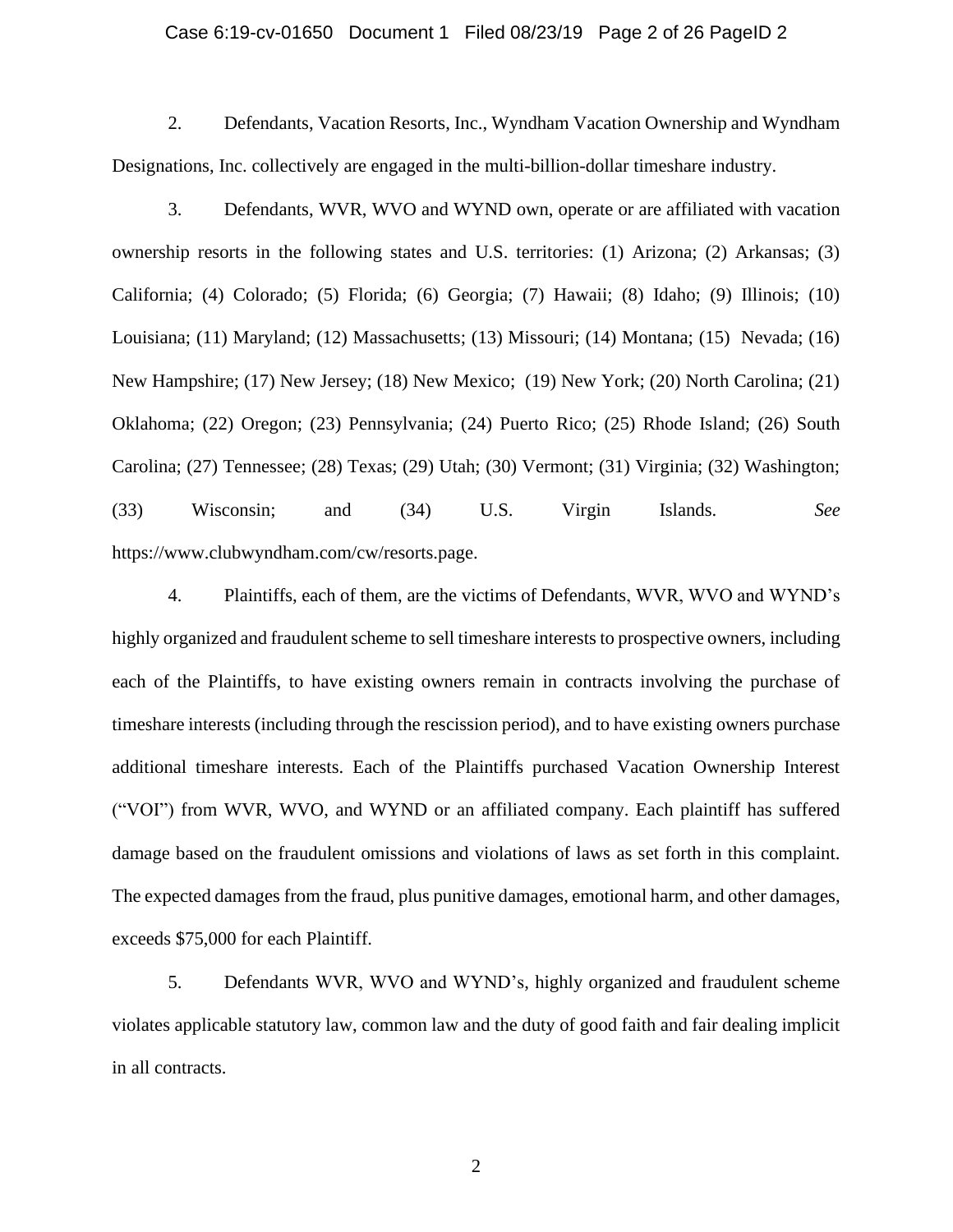2. Defendants, Vacation Resorts, Inc., Wyndham Vacation Ownership and Wyndham Designations, Inc. collectively are engaged in the multi-billion-dollar timeshare industry.

3. Defendants, WVR, WVO and WYND own, operate or are affiliated with vacation ownership resorts in the following states and U.S. territories: (1) Arizona; (2) Arkansas; (3) California; (4) Colorado; (5) Florida; (6) Georgia; (7) Hawaii; (8) Idaho; (9) Illinois; (10) Louisiana; (11) Maryland; (12) Massachusetts; (13) Missouri; (14) Montana; (15) Nevada; (16) New Hampshire; (17) New Jersey; (18) New Mexico; (19) New York; (20) North Carolina; (21) Oklahoma; (22) Oregon; (23) Pennsylvania; (24) Puerto Rico; (25) Rhode Island; (26) South Carolina; (27) Tennessee; (28) Texas; (29) Utah; (30) Vermont; (31) Virginia; (32) Washington; (33) Wisconsin; and (34) U.S. Virgin Islands. *See* https://www.clubwyndham.com/cw/resorts.page.

4. Plaintiffs, each of them, are the victims of Defendants, WVR, WVO and WYND's highly organized and fraudulent scheme to sell timeshare interests to prospective owners, including each of the Plaintiffs, to have existing owners remain in contracts involving the purchase of timeshare interests (including through the rescission period), and to have existing owners purchase additional timeshare interests. Each of the Plaintiffs purchased Vacation Ownership Interest ("VOI") from WVR, WVO, and WYND or an affiliated company. Each plaintiff has suffered damage based on the fraudulent omissions and violations of laws as set forth in this complaint. The expected damages from the fraud, plus punitive damages, emotional harm, and other damages, exceeds $75,000 for each Plaintiff.

5. Defendants WVR, WVO and WYND's, highly organized and fraudulent scheme violates applicable statutory law, common law and the duty of good faith and fair dealing implicit in all contracts.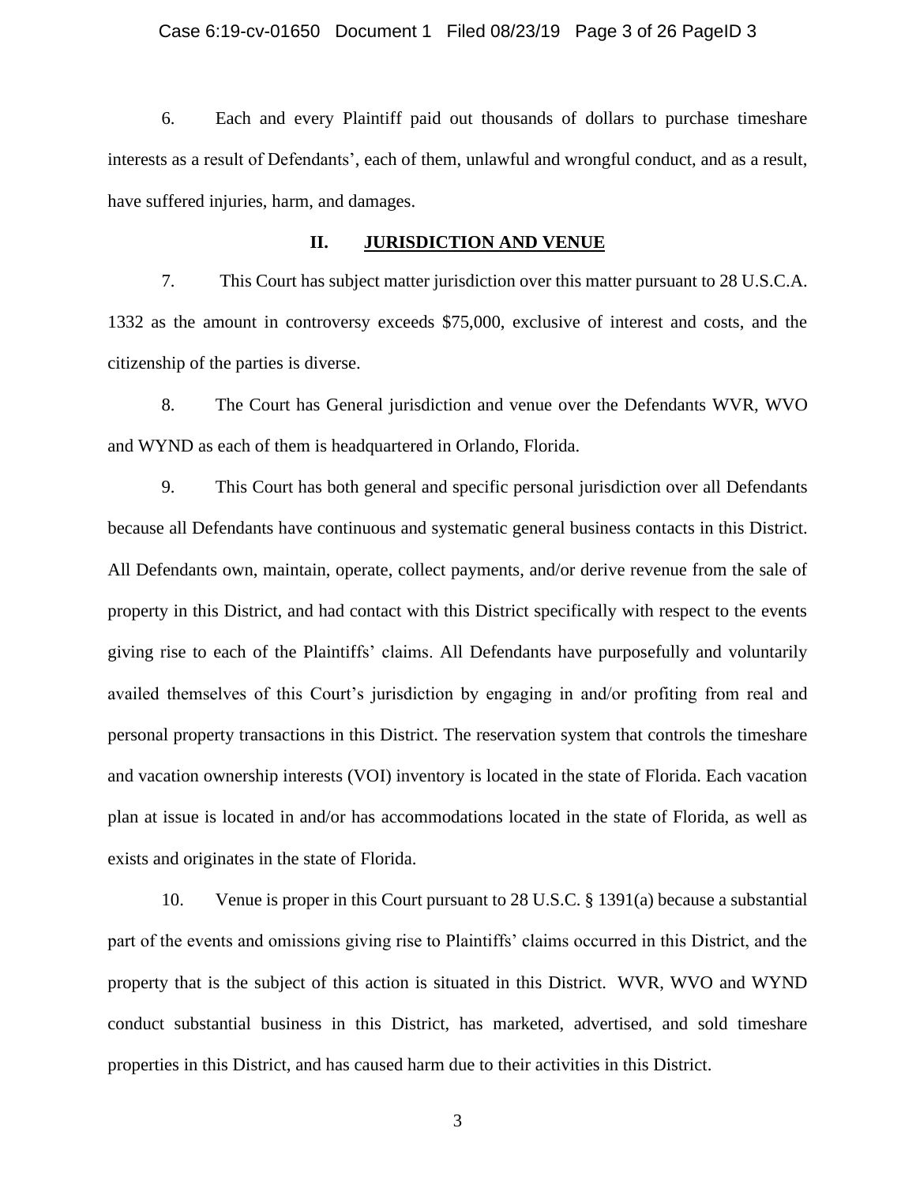6. Each and every Plaintiff paid out thousands of dollars to purchase timeshare interests as a result of Defendants', each of them, unlawful and wrongful conduct, and as a result, have suffered injuries, harm, and damages.

## II. JURISDICTION AND VENUE

7. This Court has subject matter jurisdiction over this matter pursuant to 28 U.S.C.A. 1332 as the amount in controversy exceeds $75,000, exclusive of interest and costs, and the citizenship of the parties is diverse.

8. The Court has General jurisdiction and venue over the Defendants WVR, WVO and WYND as each of them is headquartered in Orlando, Florida.

9. This Court has both general and specific personal jurisdiction over all Defendants because all Defendants have continuous and systematic general business contacts in this District. All Defendants own, maintain, operate, collect payments, and/or derive revenue from the sale of property in this District, and had contact with this District specifically with respect to the events giving rise to each of the Plaintiffs' claims. All Defendants have purposefully and voluntarily availed themselves of this Court's jurisdiction by engaging in and/or profiting from real and personal property transactions in this District. The reservation system that controls the timeshare and vacation ownership interests (VOI) inventory is located in the state of Florida. Each vacation plan at issue is located in and/or has accommodations located in the state of Florida, as well as exists and originates in the state of Florida.

10. Venue is proper in this Court pursuant to 28 U.S.C. § 1391(a) because a substantial part of the events and omissions giving rise to Plaintiffs' claims occurred in this District, and the property that is the subject of this action is situated in this District. WVR, WVO and WYND conduct substantial business in this District, has marketed, advertised, and sold timeshare properties in this District, and has caused harm due to their activities in this District.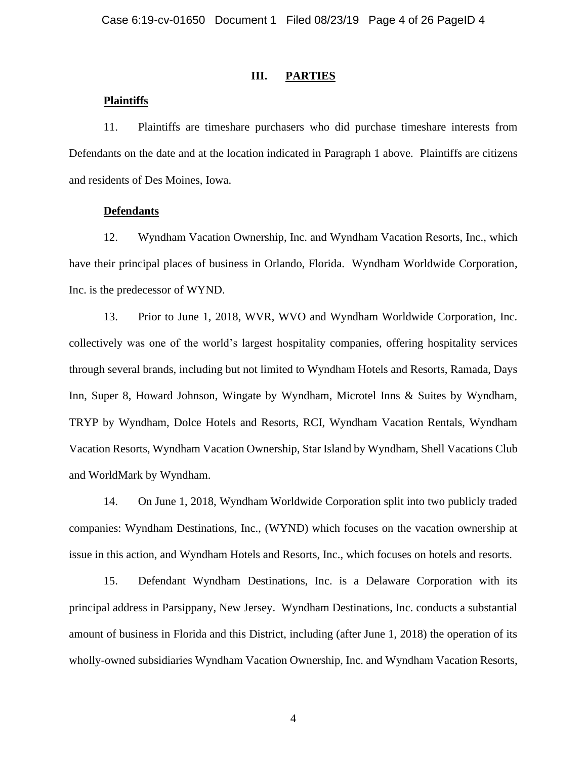## III. PARTIES

**Plaintiffs**

11. Plaintiffs are timeshare purchasers who did purchase timeshare interests from Defendants on the date and at the location indicated in Paragraph 1 above. Plaintiffs are citizens and residents of Des Moines, Iowa.

**Defendants**

12. Wyndham Vacation Ownership, Inc. and Wyndham Vacation Resorts, Inc., which have their principal places of business in Orlando, Florida. Wyndham Worldwide Corporation, Inc. is the predecessor of WYND.

13. Prior to June 1, 2018, WVR, WVO and Wyndham Worldwide Corporation, Inc. collectively was one of the world's largest hospitality companies, offering hospitality services through several brands, including but not limited to Wyndham Hotels and Resorts, Ramada, Days Inn, Super 8, Howard Johnson, Wingate by Wyndham, Microtel Inns & Suites by Wyndham, TRYP by Wyndham, Dolce Hotels and Resorts, RCI, Wyndham Vacation Rentals, Wyndham Vacation Resorts, Wyndham Vacation Ownership, Star Island by Wyndham, Shell Vacations Club and WorldMark by Wyndham.

14. On June 1, 2018, Wyndham Worldwide Corporation split into two publicly traded companies: Wyndham Destinations, Inc., (WYND) which focuses on the vacation ownership at issue in this action, and Wyndham Hotels and Resorts, Inc., which focuses on hotels and resorts.

15. Defendant Wyndham Destinations, Inc. is a Delaware Corporation with its principal address in Parsippany, New Jersey. Wyndham Destinations, Inc. conducts a substantial amount of business in Florida and this District, including (after June 1, 2018) the operation of its wholly-owned subsidiaries Wyndham Vacation Ownership, Inc. and Wyndham Vacation Resorts,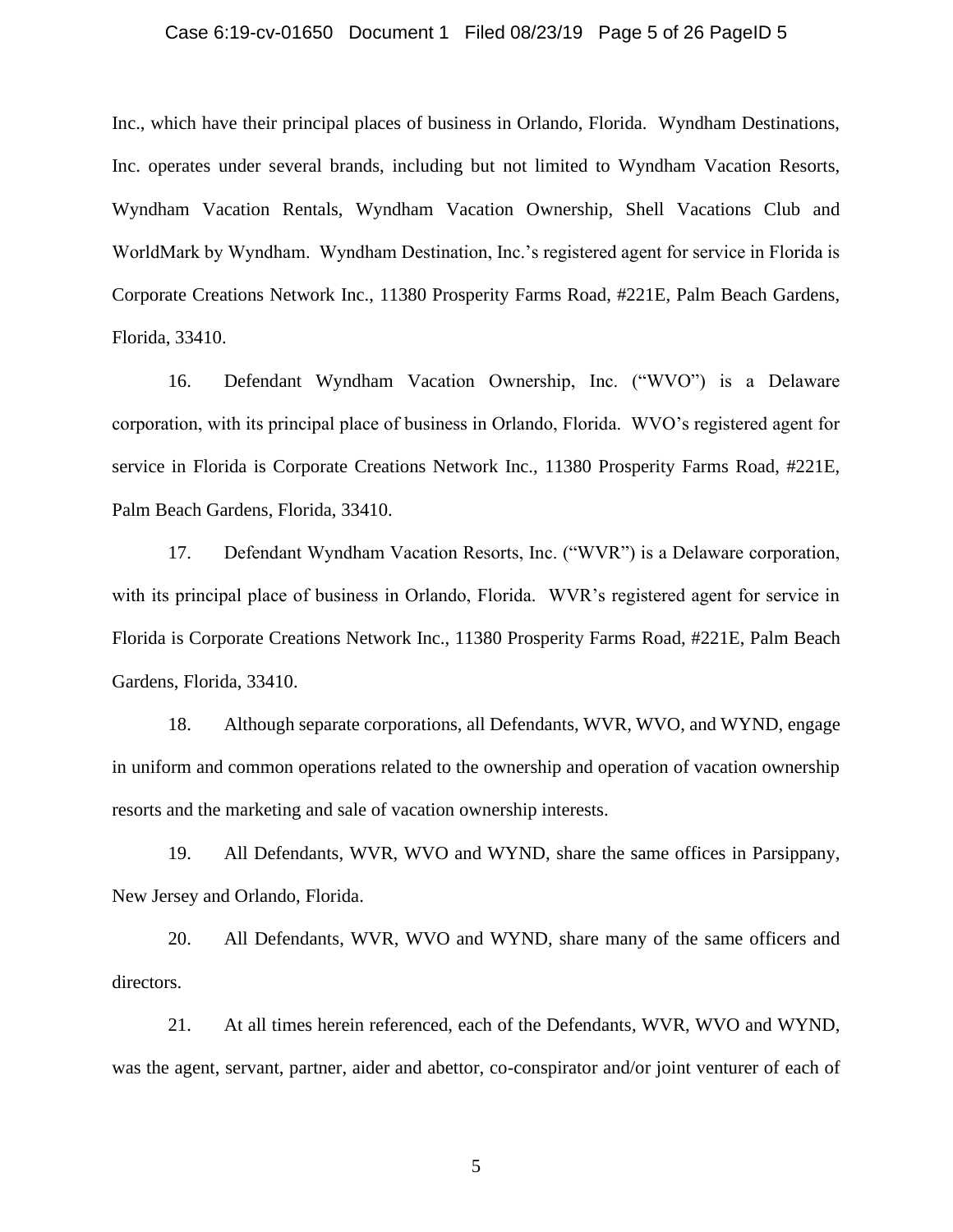Inc., which have their principal places of business in Orlando, Florida. Wyndham Destinations, Inc. operates under several brands, including but not limited to Wyndham Vacation Resorts, Wyndham Vacation Rentals, Wyndham Vacation Ownership, Shell Vacations Club and WorldMark by Wyndham. Wyndham Destination, Inc.'s registered agent for service in Florida is Corporate Creations Network Inc., 11380 Prosperity Farms Road, #221E, Palm Beach Gardens, Florida, 33410.

16. Defendant Wyndham Vacation Ownership, Inc. ("WVO") is a Delaware corporation, with its principal place of business in Orlando, Florida. WVO's registered agent for service in Florida is Corporate Creations Network Inc., 11380 Prosperity Farms Road, #221E, Palm Beach Gardens, Florida, 33410.

17. Defendant Wyndham Vacation Resorts, Inc. ("WVR") is a Delaware corporation, with its principal place of business in Orlando, Florida. WVR's registered agent for service in Florida is Corporate Creations Network Inc., 11380 Prosperity Farms Road, #221E, Palm Beach Gardens, Florida, 33410.

18. Although separate corporations, all Defendants, WVR, WVO, and WYND, engage in uniform and common operations related to the ownership and operation of vacation ownership resorts and the marketing and sale of vacation ownership interests.

19. All Defendants, WVR, WVO and WYND, share the same offices in Parsippany, New Jersey and Orlando, Florida.

20. All Defendants, WVR, WVO and WYND, share many of the same officers and directors.

21. At all times herein referenced, each of the Defendants, WVR, WVO and WYND, was the agent, servant, partner, aider and abettor, co-conspirator and/or joint venturer of each of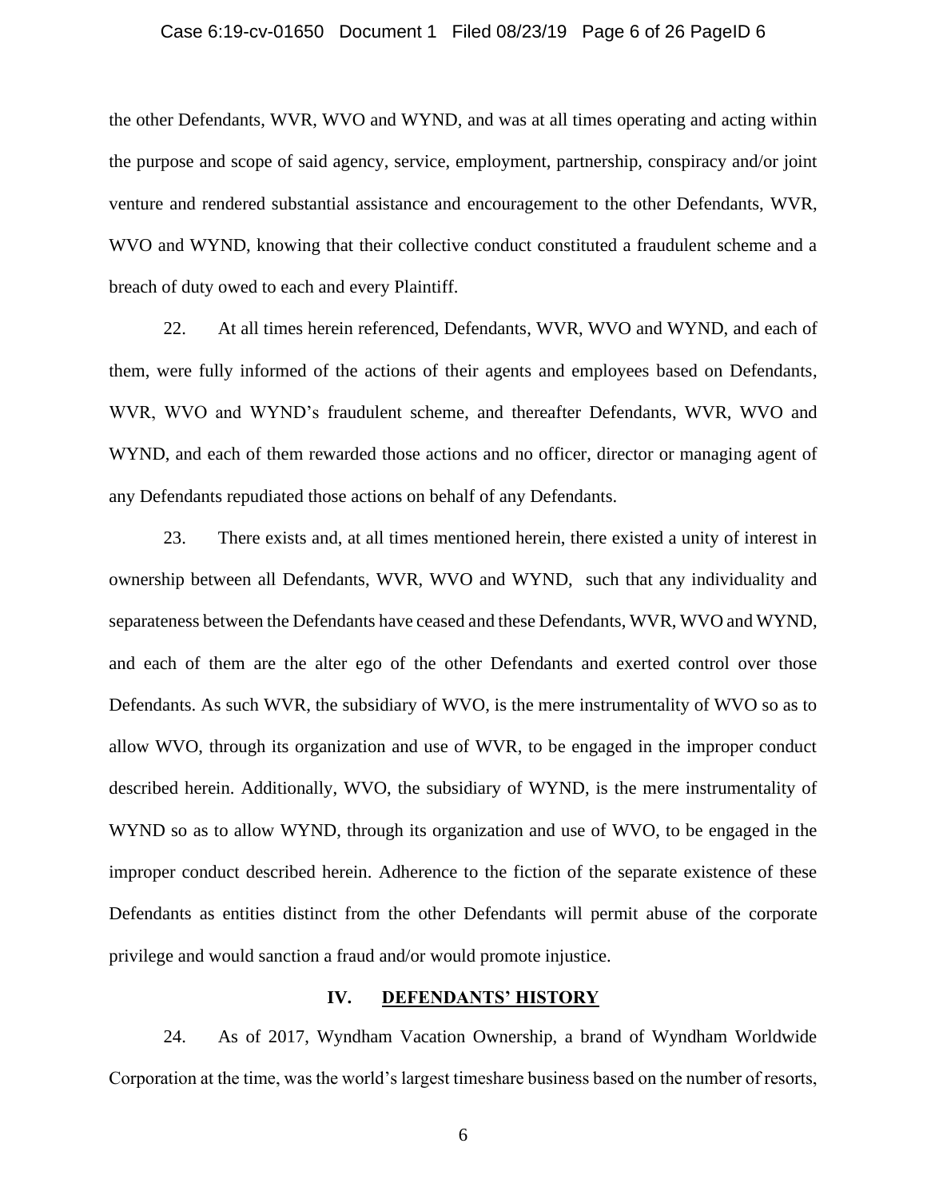the other Defendants, WVR, WVO and WYND, and was at all times operating and acting within the purpose and scope of said agency, service, employment, partnership, conspiracy and/or joint venture and rendered substantial assistance and encouragement to the other Defendants, WVR, WVO and WYND, knowing that their collective conduct constituted a fraudulent scheme and a breach of duty owed to each and every Plaintiff.

22. At all times herein referenced, Defendants, WVR, WVO and WYND, and each of them, were fully informed of the actions of their agents and employees based on Defendants, WVR, WVO and WYND's fraudulent scheme, and thereafter Defendants, WVR, WVO and WYND, and each of them rewarded those actions and no officer, director or managing agent of any Defendants repudiated those actions on behalf of any Defendants.

23. There exists and, at all times mentioned herein, there existed a unity of interest in ownership between all Defendants, WVR, WVO and WYND, such that any individuality and separateness between the Defendants have ceased and these Defendants, WVR, WVO and WYND, and each of them are the alter ego of the other Defendants and exerted control over those Defendants. As such WVR, the subsidiary of WVO, is the mere instrumentality of WVO so as to allow WVO, through its organization and use of WVR, to be engaged in the improper conduct described herein. Additionally, WVO, the subsidiary of WYND, is the mere instrumentality of WYND so as to allow WYND, through its organization and use of WVO, to be engaged in the improper conduct described herein. Adherence to the fiction of the separate existence of these Defendants as entities distinct from the other Defendants will permit abuse of the corporate privilege and would sanction a fraud and/or would promote injustice.

## IV. DEFENDANTS' HISTORY

24. As of 2017, Wyndham Vacation Ownership, a brand of Wyndham Worldwide Corporation at the time, was the world's largest timeshare business based on the number of resorts,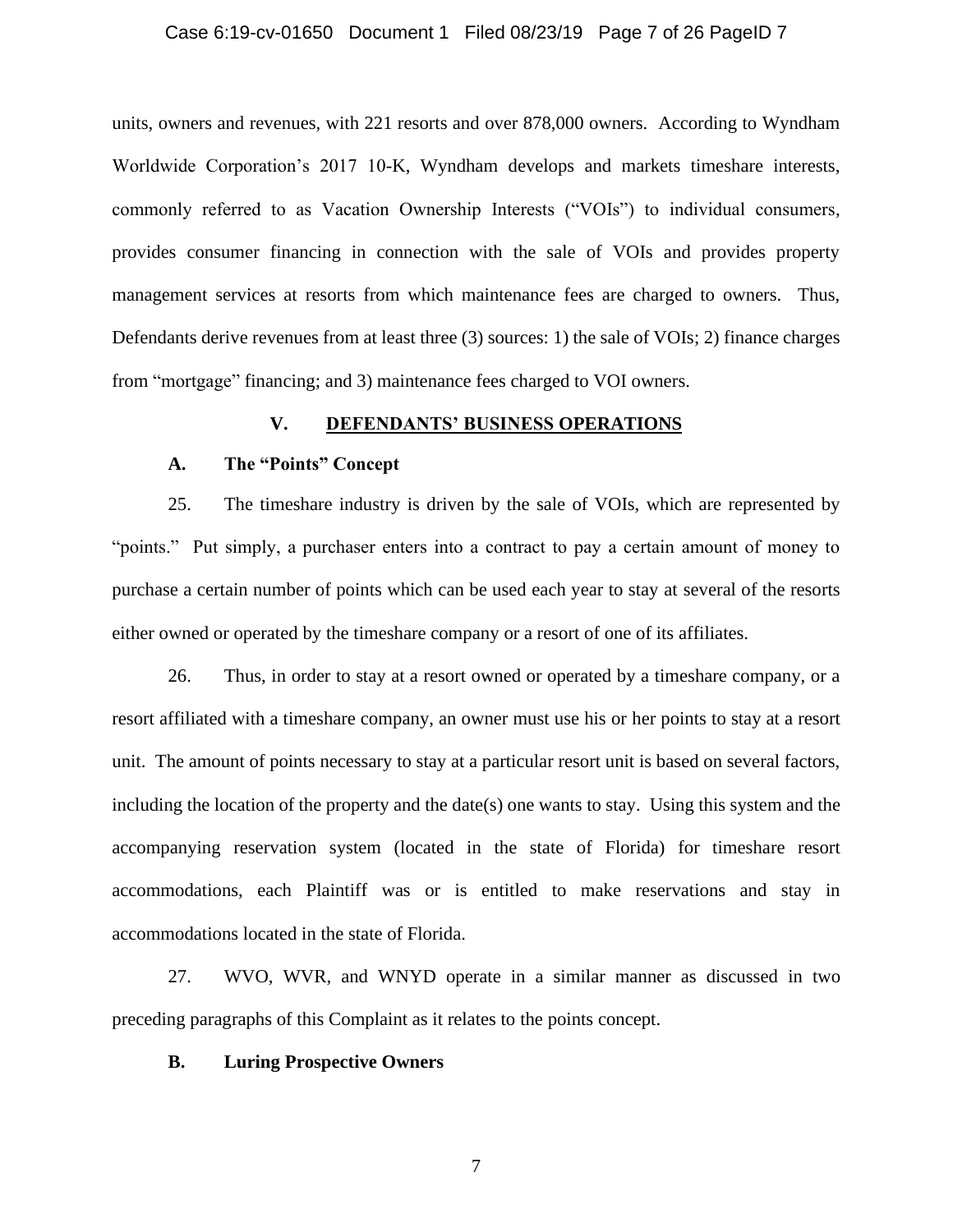units, owners and revenues, with 221 resorts and over 878,000 owners. According to Wyndham Worldwide Corporation's 2017 10-K, Wyndham develops and markets timeshare interests, commonly referred to as Vacation Ownership Interests ("VOIs") to individual consumers, provides consumer financing in connection with the sale of VOIs and provides property management services at resorts from which maintenance fees are charged to owners. Thus, Defendants derive revenues from at least three (3) sources: 1) the sale of VOIs; 2) finance charges from "mortgage" financing; and 3) maintenance fees charged to VOI owners.

## V. DEFENDANTS' BUSINESS OPERATIONS

### A. The "Points" Concept

25. The timeshare industry is driven by the sale of VOIs, which are represented by "points." Put simply, a purchaser enters into a contract to pay a certain amount of money to purchase a certain number of points which can be used each year to stay at several of the resorts either owned or operated by the timeshare company or a resort of one of its affiliates.

26. Thus, in order to stay at a resort owned or operated by a timeshare company, or a resort affiliated with a timeshare company, an owner must use his or her points to stay at a resort unit. The amount of points necessary to stay at a particular resort unit is based on several factors, including the location of the property and the date(s) one wants to stay. Using this system and the accompanying reservation system (located in the state of Florida) for timeshare resort accommodations, each Plaintiff was or is entitled to make reservations and stay in accommodations located in the state of Florida.

27. WVO, WVR, and WNYD operate in a similar manner as discussed in two preceding paragraphs of this Complaint as it relates to the points concept.

### B. Luring Prospective Owners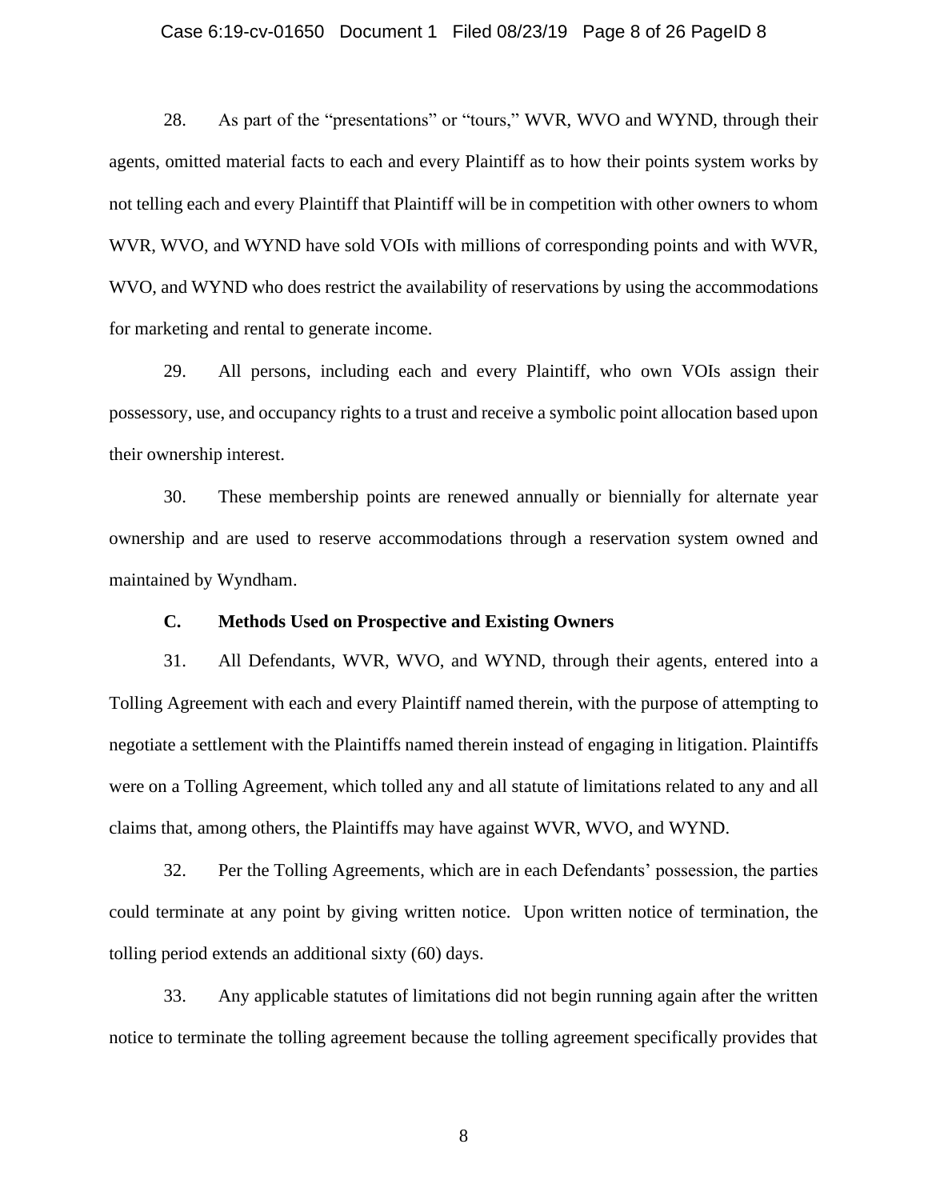28. As part of the "presentations" or "tours," WVR, WVO and WYND, through their agents, omitted material facts to each and every Plaintiff as to how their points system works by not telling each and every Plaintiff that Plaintiff will be in competition with other owners to whom WVR, WVO, and WYND have sold VOIs with millions of corresponding points and with WVR, WVO, and WYND who does restrict the availability of reservations by using the accommodations for marketing and rental to generate income.

29. All persons, including each and every Plaintiff, who own VOIs assign their possessory, use, and occupancy rights to a trust and receive a symbolic point allocation based upon their ownership interest.

30. These membership points are renewed annually or biennially for alternate year ownership and are used to reserve accommodations through a reservation system owned and maintained by Wyndham.

### C. Methods Used on Prospective and Existing Owners

31. All Defendants, WVR, WVO, and WYND, through their agents, entered into a Tolling Agreement with each and every Plaintiff named therein, with the purpose of attempting to negotiate a settlement with the Plaintiffs named therein instead of engaging in litigation. Plaintiffs were on a Tolling Agreement, which tolled any and all statute of limitations related to any and all claims that, among others, the Plaintiffs may have against WVR, WVO, and WYND.

32. Per the Tolling Agreements, which are in each Defendants' possession, the parties could terminate at any point by giving written notice. Upon written notice of termination, the tolling period extends an additional sixty (60) days.

33. Any applicable statutes of limitations did not begin running again after the written notice to terminate the tolling agreement because the tolling agreement specifically provides that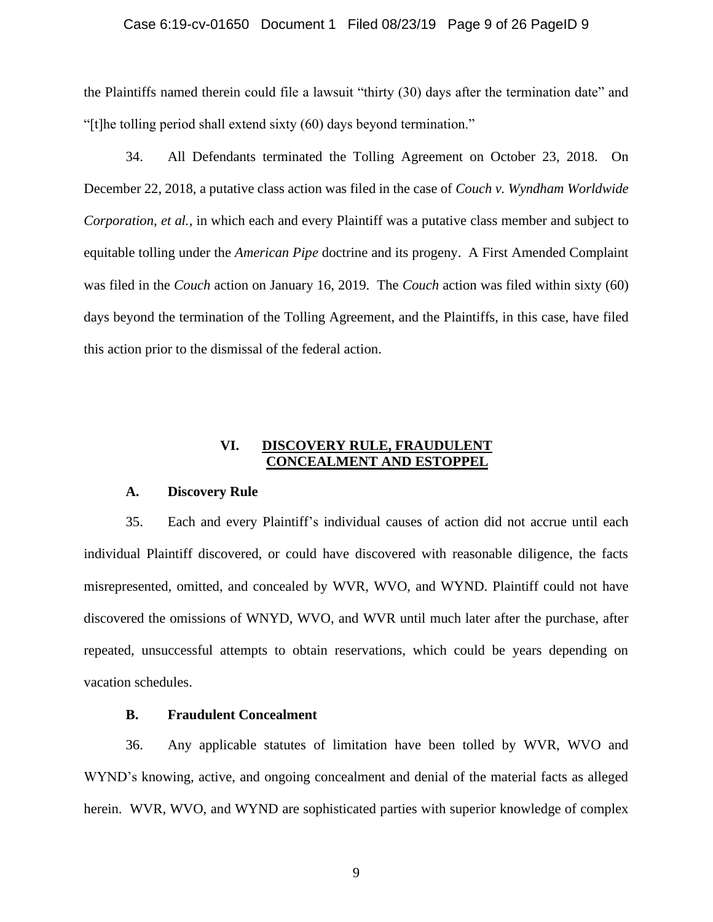the Plaintiffs named therein could file a lawsuit "thirty (30) days after the termination date" and "[t]he tolling period shall extend sixty (60) days beyond termination."

34. All Defendants terminated the Tolling Agreement on October 23, 2018. On December 22, 2018, a putative class action was filed in the case of *Couch v. Wyndham Worldwide Corporation, et al.*, in which each and every Plaintiff was a putative class member and subject to equitable tolling under the *American Pipe* doctrine and its progeny. A First Amended Complaint was filed in the *Couch* action on January 16, 2019. The *Couch* action was filed within sixty (60) days beyond the termination of the Tolling Agreement, and the Plaintiffs, in this case, have filed this action prior to the dismissal of the federal action.

## VI. DISCOVERY RULE, FRAUDULENT CONCEALMENT AND ESTOPPEL

### A. Discovery Rule

35. Each and every Plaintiff's individual causes of action did not accrue until each individual Plaintiff discovered, or could have discovered with reasonable diligence, the facts misrepresented, omitted, and concealed by WVR, WVO, and WYND. Plaintiff could not have discovered the omissions of WNYD, WVO, and WVR until much later after the purchase, after repeated, unsuccessful attempts to obtain reservations, which could be years depending on vacation schedules.

### B. Fraudulent Concealment

36. Any applicable statutes of limitation have been tolled by WVR, WVO and WYND's knowing, active, and ongoing concealment and denial of the material facts as alleged herein. WVR, WVO, and WYND are sophisticated parties with superior knowledge of complex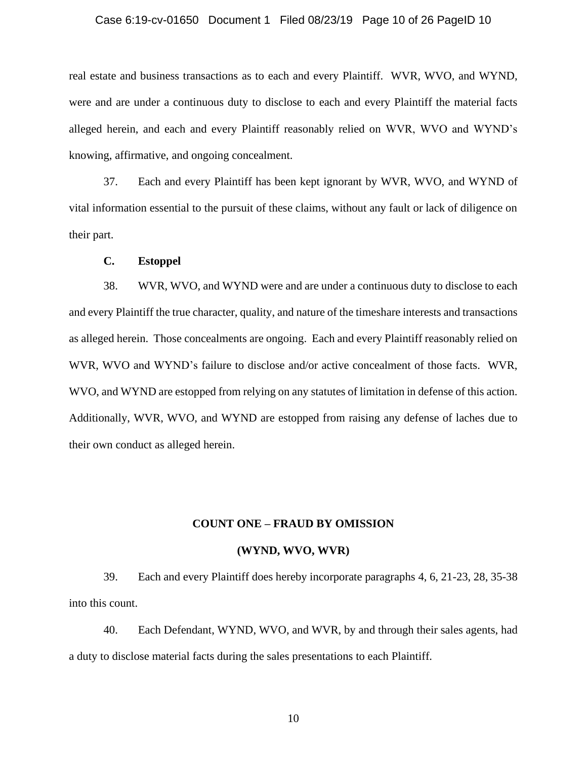real estate and business transactions as to each and every Plaintiff. WVR, WVO, and WYND, were and are under a continuous duty to disclose to each and every Plaintiff the material facts alleged herein, and each and every Plaintiff reasonably relied on WVR, WVO and WYND's knowing, affirmative, and ongoing concealment.

37. Each and every Plaintiff has been kept ignorant by WVR, WVO, and WYND of vital information essential to the pursuit of these claims, without any fault or lack of diligence on their part.

**C. Estoppel**

38. WVR, WVO, and WYND were and are under a continuous duty to disclose to each and every Plaintiff the true character, quality, and nature of the timeshare interests and transactions as alleged herein. Those concealments are ongoing. Each and every Plaintiff reasonably relied on WVR, WVO and WYND's failure to disclose and/or active concealment of those facts. WVR, WVO, and WYND are estopped from relying on any statutes of limitation in defense of this action. Additionally, WVR, WVO, and WYND are estopped from raising any defense of laches due to their own conduct as alleged herein.

## COUNT ONE – FRAUD BY OMISSION

## (WYND, WVO, WVR)

39. Each and every Plaintiff does hereby incorporate paragraphs 4, 6, 21-23, 28, 35-38 into this count.

40. Each Defendant, WYND, WVO, and WVR, by and through their sales agents, had a duty to disclose material facts during the sales presentations to each Plaintiff.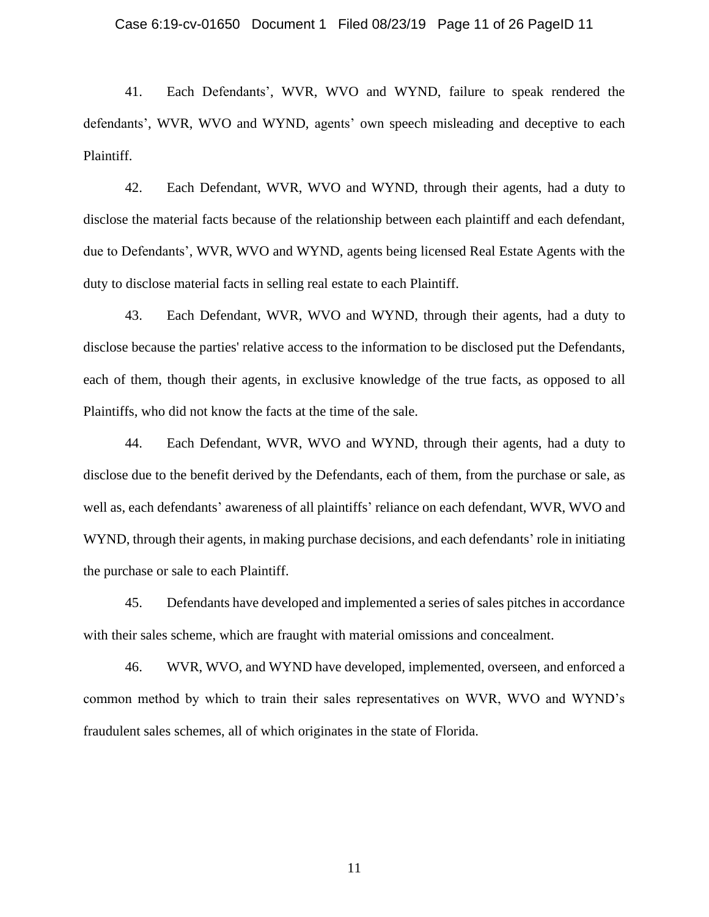41. Each Defendants', WVR, WVO and WYND, failure to speak rendered the defendants', WVR, WVO and WYND, agents' own speech misleading and deceptive to each Plaintiff.

42. Each Defendant, WVR, WVO and WYND, through their agents, had a duty to disclose the material facts because of the relationship between each plaintiff and each defendant, due to Defendants', WVR, WVO and WYND, agents being licensed Real Estate Agents with the duty to disclose material facts in selling real estate to each Plaintiff.

43. Each Defendant, WVR, WVO and WYND, through their agents, had a duty to disclose because the parties' relative access to the information to be disclosed put the Defendants, each of them, though their agents, in exclusive knowledge of the true facts, as opposed to all Plaintiffs, who did not know the facts at the time of the sale.

44. Each Defendant, WVR, WVO and WYND, through their agents, had a duty to disclose due to the benefit derived by the Defendants, each of them, from the purchase or sale, as well as, each defendants' awareness of all plaintiffs' reliance on each defendant, WVR, WVO and WYND, through their agents, in making purchase decisions, and each defendants' role in initiating the purchase or sale to each Plaintiff.

45. Defendants have developed and implemented a series of sales pitches in accordance with their sales scheme, which are fraught with material omissions and concealment.

46. WVR, WVO, and WYND have developed, implemented, overseen, and enforced a common method by which to train their sales representatives on WVR, WVO and WYND's fraudulent sales schemes, all of which originates in the state of Florida.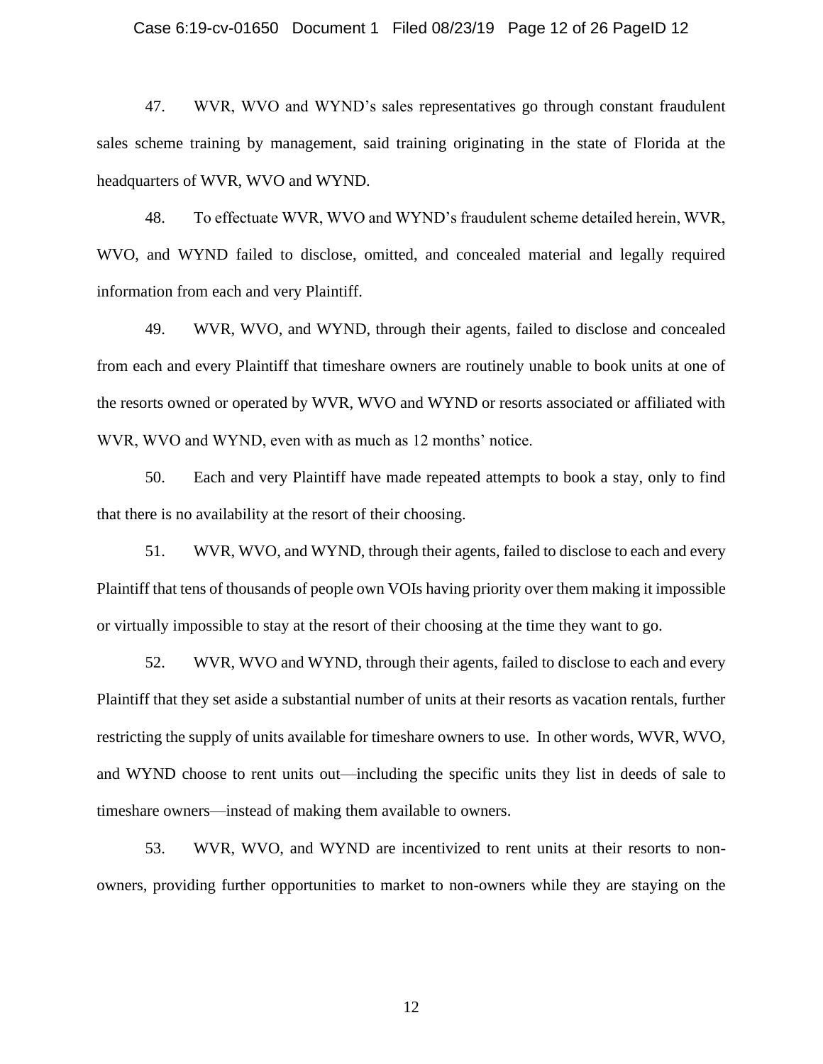47. WVR, WVO and WYND's sales representatives go through constant fraudulent sales scheme training by management, said training originating in the state of Florida at the headquarters of WVR, WVO and WYND.

48. To effectuate WVR, WVO and WYND's fraudulent scheme detailed herein, WVR, WVO, and WYND failed to disclose, omitted, and concealed material and legally required information from each and very Plaintiff.

49. WVR, WVO, and WYND, through their agents, failed to disclose and concealed from each and every Plaintiff that timeshare owners are routinely unable to book units at one of the resorts owned or operated by WVR, WVO and WYND or resorts associated or affiliated with WVR, WVO and WYND, even with as much as 12 months' notice.

50. Each and very Plaintiff have made repeated attempts to book a stay, only to find that there is no availability at the resort of their choosing.

51. WVR, WVO, and WYND, through their agents, failed to disclose to each and every Plaintiff that tens of thousands of people own VOIs having priority over them making it impossible or virtually impossible to stay at the resort of their choosing at the time they want to go.

52. WVR, WVO and WYND, through their agents, failed to disclose to each and every Plaintiff that they set aside a substantial number of units at their resorts as vacation rentals, further restricting the supply of units available for timeshare owners to use. In other words, WVR, WVO, and WYND choose to rent units out—including the specific units they list in deeds of sale to timeshare owners—instead of making them available to owners.

53. WVR, WVO, and WYND are incentivized to rent units at their resorts to non-owners, providing further opportunities to market to non-owners while they are staying on the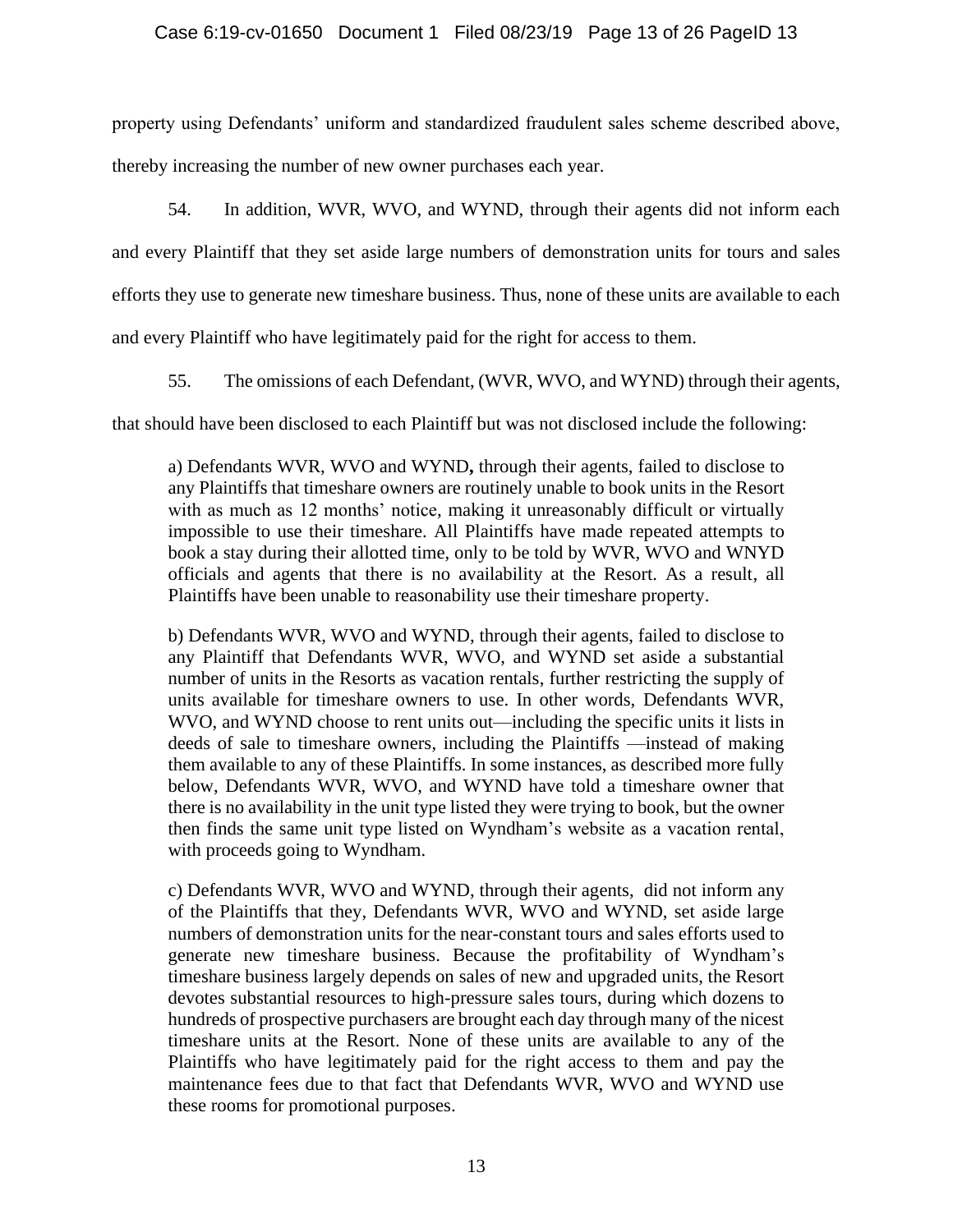property using Defendants' uniform and standardized fraudulent sales scheme described above, thereby increasing the number of new owner purchases each year.

54. In addition, WVR, WVO, and WYND, through their agents did not inform each and every Plaintiff that they set aside large numbers of demonstration units for tours and sales efforts they use to generate new timeshare business. Thus, none of these units are available to each and every Plaintiff who have legitimately paid for the right for access to them.

55. The omissions of each Defendant, (WVR, WVO, and WYND) through their agents, that should have been disclosed to each Plaintiff but was not disclosed include the following:

> a) Defendants WVR, WVO and WYND**,** through their agents, failed to disclose to any Plaintiffs that timeshare owners are routinely unable to book units in the Resort with as much as 12 months' notice, making it unreasonably difficult or virtually impossible to use their timeshare. All Plaintiffs have made repeated attempts to book a stay during their allotted time, only to be told by WVR, WVO and WNYD officials and agents that there is no availability at the Resort. As a result, all Plaintiffs have been unable to reasonability use their timeshare property.
>
> b) Defendants WVR, WVO and WYND, through their agents, failed to disclose to any Plaintiff that Defendants WVR, WVO, and WYND set aside a substantial number of units in the Resorts as vacation rentals, further restricting the supply of units available for timeshare owners to use. In other words, Defendants WVR, WVO, and WYND choose to rent units out—including the specific units it lists in deeds of sale to timeshare owners, including the Plaintiffs —instead of making them available to any of these Plaintiffs. In some instances, as described more fully below, Defendants WVR, WVO, and WYND have told a timeshare owner that there is no availability in the unit type listed they were trying to book, but the owner then finds the same unit type listed on Wyndham's website as a vacation rental, with proceeds going to Wyndham.
>
> c) Defendants WVR, WVO and WYND, through their agents, did not inform any of the Plaintiffs that they, Defendants WVR, WVO and WYND, set aside large numbers of demonstration units for the near-constant tours and sales efforts used to generate new timeshare business. Because the profitability of Wyndham's timeshare business largely depends on sales of new and upgraded units, the Resort devotes substantial resources to high-pressure sales tours, during which dozens to hundreds of prospective purchasers are brought each day through many of the nicest timeshare units at the Resort. None of these units are available to any of the Plaintiffs who have legitimately paid for the right access to them and pay the maintenance fees due to that fact that Defendants WVR, WVO and WYND use these rooms for promotional purposes.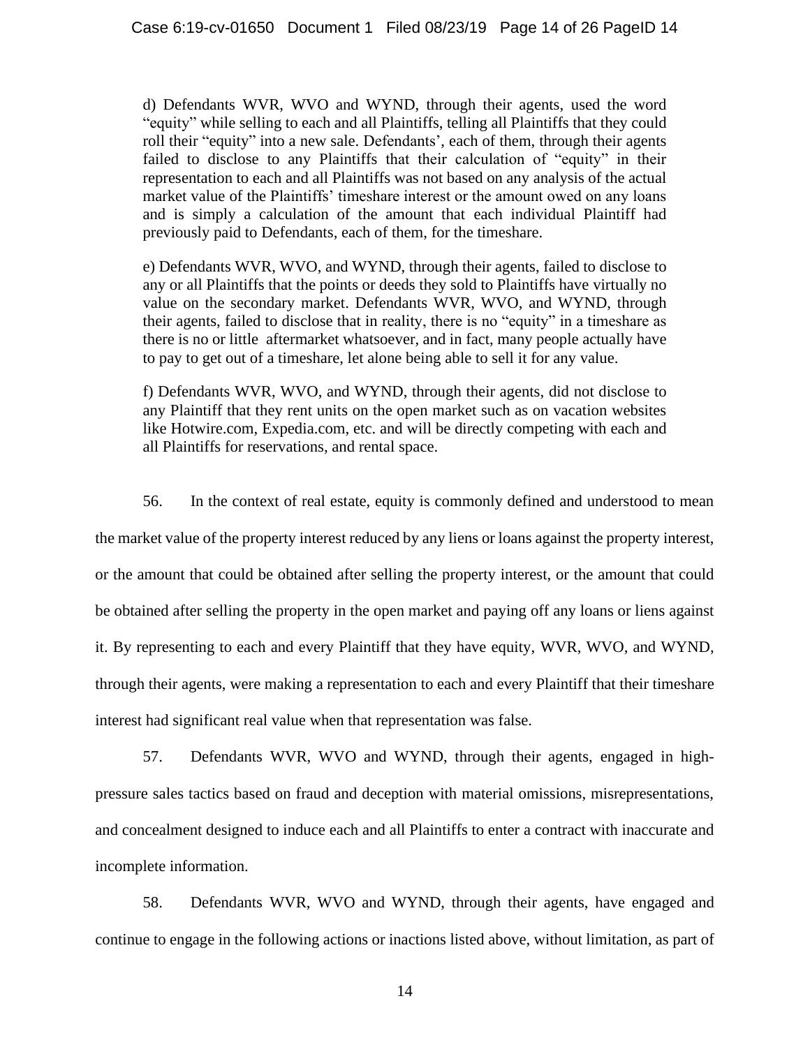d) Defendants WVR, WVO and WYND, through their agents, used the word "equity" while selling to each and all Plaintiffs, telling all Plaintiffs that they could roll their "equity" into a new sale. Defendants', each of them, through their agents failed to disclose to any Plaintiffs that their calculation of "equity" in their representation to each and all Plaintiffs was not based on any analysis of the actual market value of the Plaintiffs' timeshare interest or the amount owed on any loans and is simply a calculation of the amount that each individual Plaintiff had previously paid to Defendants, each of them, for the timeshare.

e) Defendants WVR, WVO, and WYND, through their agents, failed to disclose to any or all Plaintiffs that the points or deeds they sold to Plaintiffs have virtually no value on the secondary market. Defendants WVR, WVO, and WYND, through their agents, failed to disclose that in reality, there is no "equity" in a timeshare as there is no or little aftermarket whatsoever, and in fact, many people actually have to pay to get out of a timeshare, let alone being able to sell it for any value.

f) Defendants WVR, WVO, and WYND, through their agents, did not disclose to any Plaintiff that they rent units on the open market such as on vacation websites like Hotwire.com, Expedia.com, etc. and will be directly competing with each and all Plaintiffs for reservations, and rental space.

56. In the context of real estate, equity is commonly defined and understood to mean the market value of the property interest reduced by any liens or loans against the property interest, or the amount that could be obtained after selling the property interest, or the amount that could be obtained after selling the property in the open market and paying off any loans or liens against it. By representing to each and every Plaintiff that they have equity, WVR, WVO, and WYND, through their agents, were making a representation to each and every Plaintiff that their timeshare interest had significant real value when that representation was false.

57. Defendants WVR, WVO and WYND, through their agents, engaged in high-pressure sales tactics based on fraud and deception with material omissions, misrepresentations, and concealment designed to induce each and all Plaintiffs to enter a contract with inaccurate and incomplete information.

58. Defendants WVR, WVO and WYND, through their agents, have engaged and continue to engage in the following actions or inactions listed above, without limitation, as part of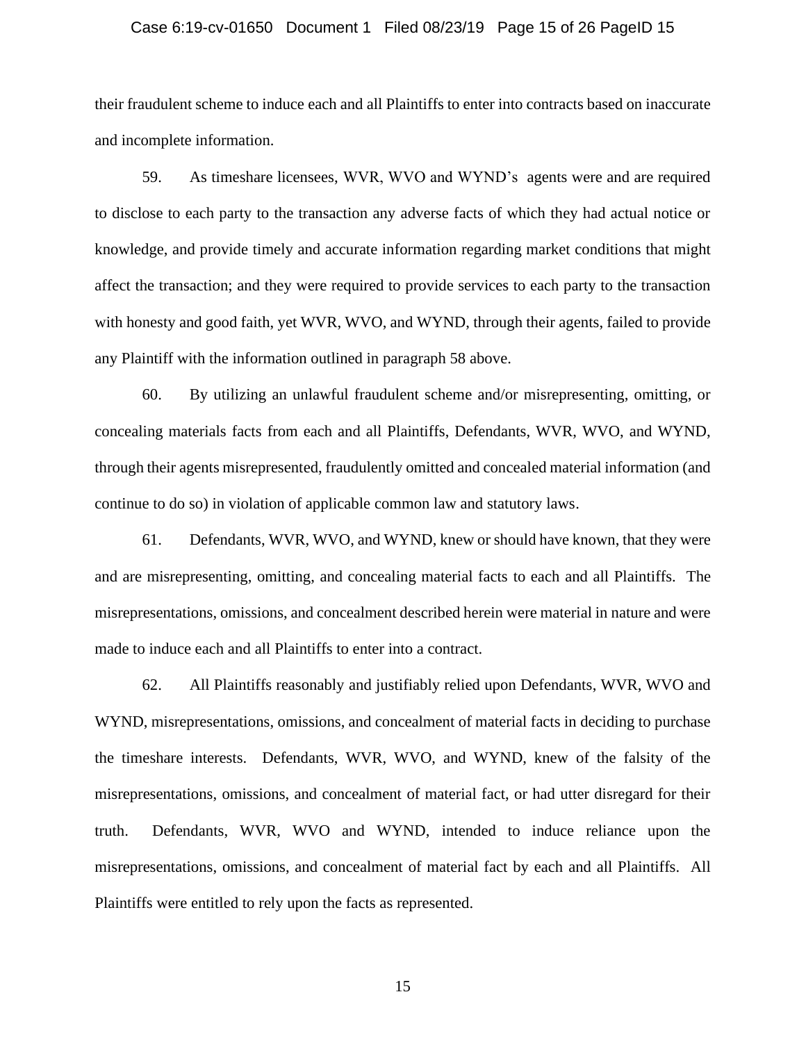their fraudulent scheme to induce each and all Plaintiffs to enter into contracts based on inaccurate and incomplete information.

59. As timeshare licensees, WVR, WVO and WYND's agents were and are required to disclose to each party to the transaction any adverse facts of which they had actual notice or knowledge, and provide timely and accurate information regarding market conditions that might affect the transaction; and they were required to provide services to each party to the transaction with honesty and good faith, yet WVR, WVO, and WYND, through their agents, failed to provide any Plaintiff with the information outlined in paragraph 58 above.

60. By utilizing an unlawful fraudulent scheme and/or misrepresenting, omitting, or concealing materials facts from each and all Plaintiffs, Defendants, WVR, WVO, and WYND, through their agents misrepresented, fraudulently omitted and concealed material information (and continue to do so) in violation of applicable common law and statutory laws.

61. Defendants, WVR, WVO, and WYND, knew or should have known, that they were and are misrepresenting, omitting, and concealing material facts to each and all Plaintiffs. The misrepresentations, omissions, and concealment described herein were material in nature and were made to induce each and all Plaintiffs to enter into a contract.

62. All Plaintiffs reasonably and justifiably relied upon Defendants, WVR, WVO and WYND, misrepresentations, omissions, and concealment of material facts in deciding to purchase the timeshare interests. Defendants, WVR, WVO, and WYND, knew of the falsity of the misrepresentations, omissions, and concealment of material fact, or had utter disregard for their truth. Defendants, WVR, WVO and WYND, intended to induce reliance upon the misrepresentations, omissions, and concealment of material fact by each and all Plaintiffs. All Plaintiffs were entitled to rely upon the facts as represented.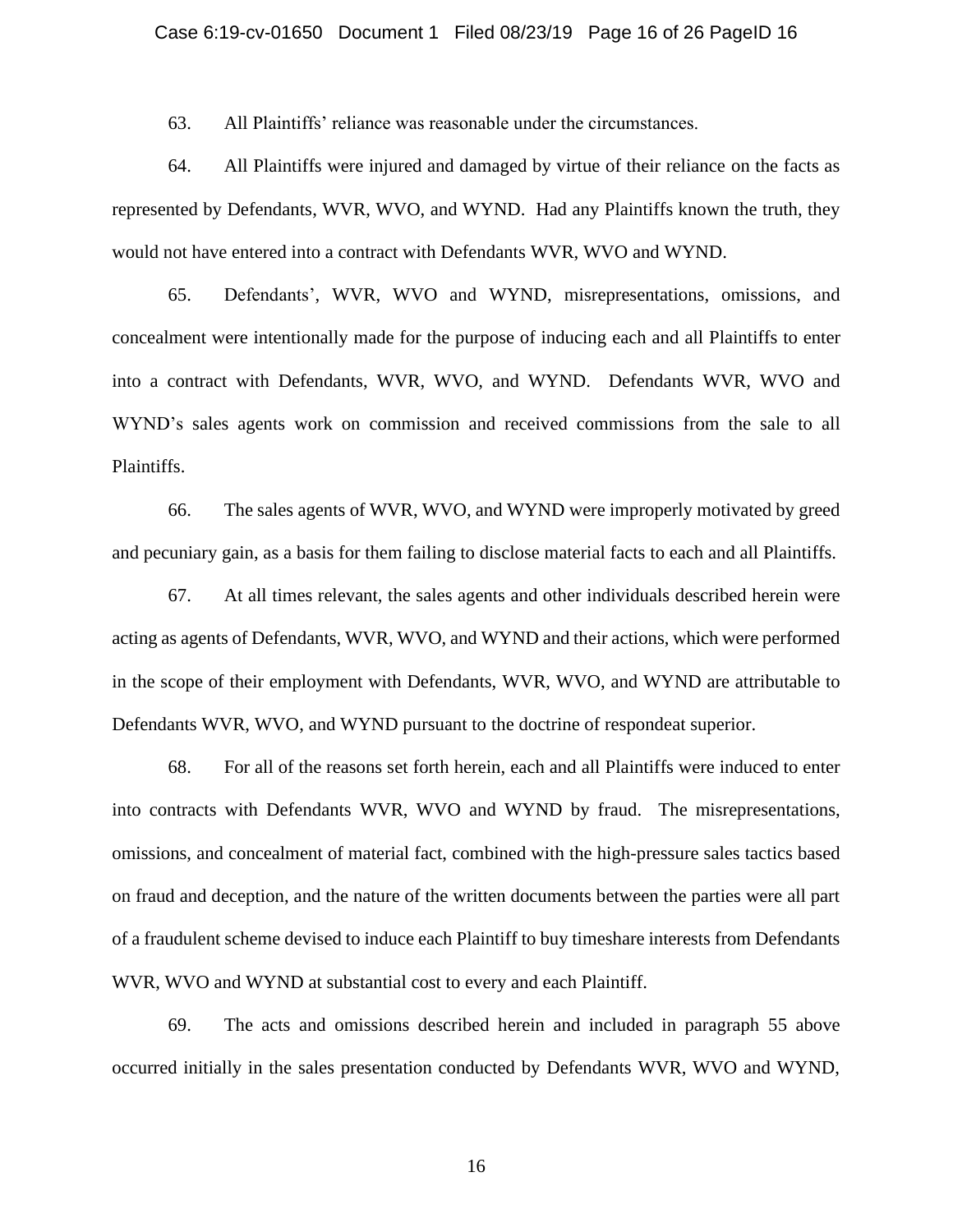63. All Plaintiffs' reliance was reasonable under the circumstances.

64. All Plaintiffs were injured and damaged by virtue of their reliance on the facts as represented by Defendants, WVR, WVO, and WYND. Had any Plaintiffs known the truth, they would not have entered into a contract with Defendants WVR, WVO and WYND.

65. Defendants', WVR, WVO and WYND, misrepresentations, omissions, and concealment were intentionally made for the purpose of inducing each and all Plaintiffs to enter into a contract with Defendants, WVR, WVO, and WYND. Defendants WVR, WVO and WYND's sales agents work on commission and received commissions from the sale to all Plaintiffs.

66. The sales agents of WVR, WVO, and WYND were improperly motivated by greed and pecuniary gain, as a basis for them failing to disclose material facts to each and all Plaintiffs.

67. At all times relevant, the sales agents and other individuals described herein were acting as agents of Defendants, WVR, WVO, and WYND and their actions, which were performed in the scope of their employment with Defendants, WVR, WVO, and WYND are attributable to Defendants WVR, WVO, and WYND pursuant to the doctrine of respondeat superior.

68. For all of the reasons set forth herein, each and all Plaintiffs were induced to enter into contracts with Defendants WVR, WVO and WYND by fraud. The misrepresentations, omissions, and concealment of material fact, combined with the high-pressure sales tactics based on fraud and deception, and the nature of the written documents between the parties were all part of a fraudulent scheme devised to induce each Plaintiff to buy timeshare interests from Defendants WVR, WVO and WYND at substantial cost to every and each Plaintiff.

69. The acts and omissions described herein and included in paragraph 55 above occurred initially in the sales presentation conducted by Defendants WVR, WVO and WYND,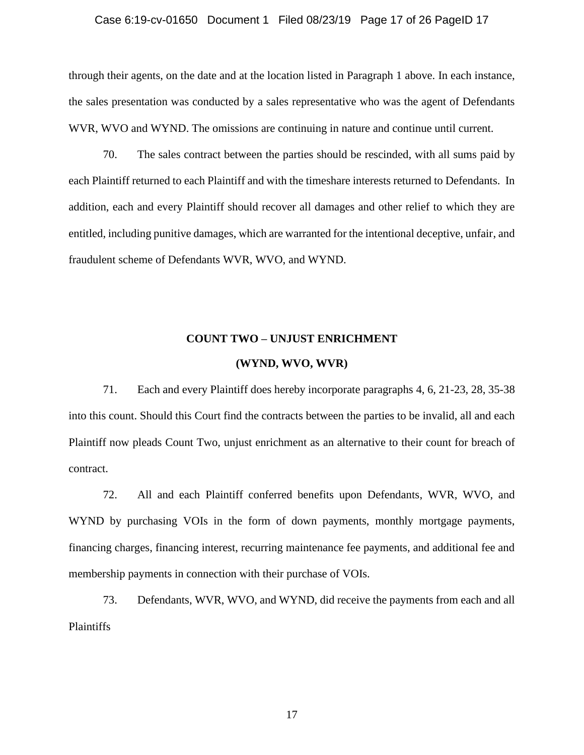through their agents, on the date and at the location listed in Paragraph 1 above. In each instance, the sales presentation was conducted by a sales representative who was the agent of Defendants WVR, WVO and WYND. The omissions are continuing in nature and continue until current.

70. The sales contract between the parties should be rescinded, with all sums paid by each Plaintiff returned to each Plaintiff and with the timeshare interests returned to Defendants. In addition, each and every Plaintiff should recover all damages and other relief to which they are entitled, including punitive damages, which are warranted for the intentional deceptive, unfair, and fraudulent scheme of Defendants WVR, WVO, and WYND.

**COUNT TWO – UNJUST ENRICHMENT**

**(WYND, WVO, WVR)**

71. Each and every Plaintiff does hereby incorporate paragraphs 4, 6, 21-23, 28, 35-38 into this count. Should this Court find the contracts between the parties to be invalid, all and each Plaintiff now pleads Count Two, unjust enrichment as an alternative to their count for breach of contract.

72. All and each Plaintiff conferred benefits upon Defendants, WVR, WVO, and WYND by purchasing VOIs in the form of down payments, monthly mortgage payments, financing charges, financing interest, recurring maintenance fee payments, and additional fee and membership payments in connection with their purchase of VOIs.

73. Defendants, WVR, WVO, and WYND, did receive the payments from each and all Plaintiffs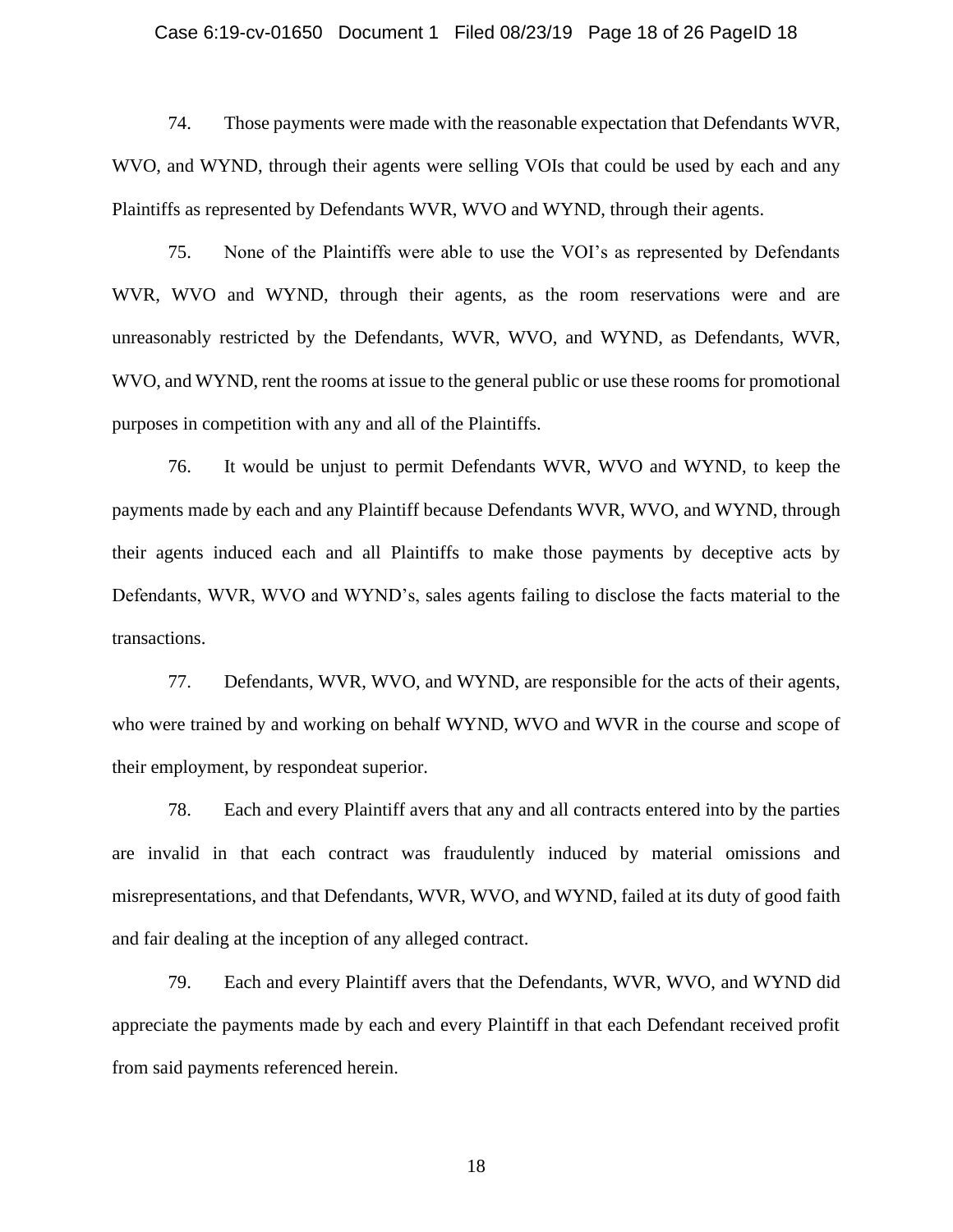74. Those payments were made with the reasonable expectation that Defendants WVR, WVO, and WYND, through their agents were selling VOIs that could be used by each and any Plaintiffs as represented by Defendants WVR, WVO and WYND, through their agents.

75. None of the Plaintiffs were able to use the VOI's as represented by Defendants WVR, WVO and WYND, through their agents, as the room reservations were and are unreasonably restricted by the Defendants, WVR, WVO, and WYND, as Defendants, WVR, WVO, and WYND, rent the rooms at issue to the general public or use these rooms for promotional purposes in competition with any and all of the Plaintiffs.

76. It would be unjust to permit Defendants WVR, WVO and WYND, to keep the payments made by each and any Plaintiff because Defendants WVR, WVO, and WYND, through their agents induced each and all Plaintiffs to make those payments by deceptive acts by Defendants, WVR, WVO and WYND's, sales agents failing to disclose the facts material to the transactions.

77. Defendants, WVR, WVO, and WYND, are responsible for the acts of their agents, who were trained by and working on behalf WYND, WVO and WVR in the course and scope of their employment, by respondeat superior.

78. Each and every Plaintiff avers that any and all contracts entered into by the parties are invalid in that each contract was fraudulently induced by material omissions and misrepresentations, and that Defendants, WVR, WVO, and WYND, failed at its duty of good faith and fair dealing at the inception of any alleged contract.

79. Each and every Plaintiff avers that the Defendants, WVR, WVO, and WYND did appreciate the payments made by each and every Plaintiff in that each Defendant received profit from said payments referenced herein.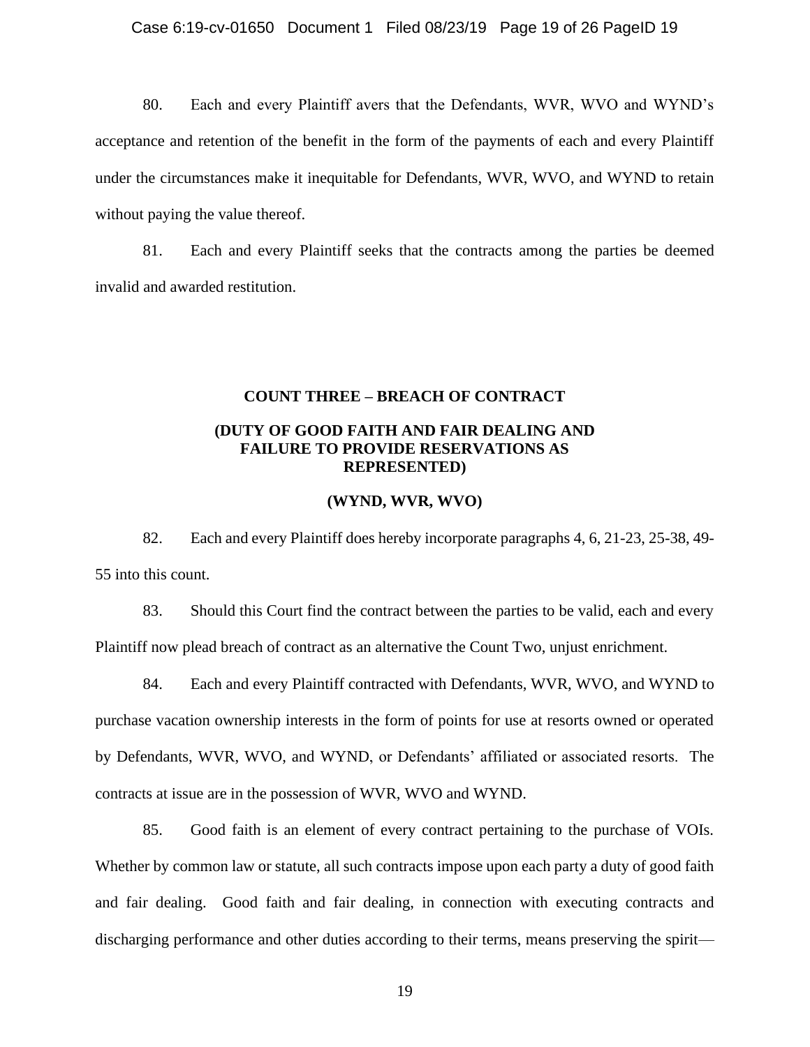80. Each and every Plaintiff avers that the Defendants, WVR, WVO and WYND's acceptance and retention of the benefit in the form of the payments of each and every Plaintiff under the circumstances make it inequitable for Defendants, WVR, WVO, and WYND to retain without paying the value thereof.

81. Each and every Plaintiff seeks that the contracts among the parties be deemed invalid and awarded restitution.

**COUNT THREE – BREACH OF CONTRACT**

**(DUTY OF GOOD FAITH AND FAIR DEALING AND FAILURE TO PROVIDE RESERVATIONS AS REPRESENTED)**

**(WYND, WVR, WVO)**

82. Each and every Plaintiff does hereby incorporate paragraphs 4, 6, 21-23, 25-38, 49-55 into this count.

83. Should this Court find the contract between the parties to be valid, each and every Plaintiff now plead breach of contract as an alternative the Count Two, unjust enrichment.

84. Each and every Plaintiff contracted with Defendants, WVR, WVO, and WYND to purchase vacation ownership interests in the form of points for use at resorts owned or operated by Defendants, WVR, WVO, and WYND, or Defendants' affiliated or associated resorts. The contracts at issue are in the possession of WVR, WVO and WYND.

85. Good faith is an element of every contract pertaining to the purchase of VOIs. Whether by common law or statute, all such contracts impose upon each party a duty of good faith and fair dealing. Good faith and fair dealing, in connection with executing contracts and discharging performance and other duties according to their terms, means preserving the spirit—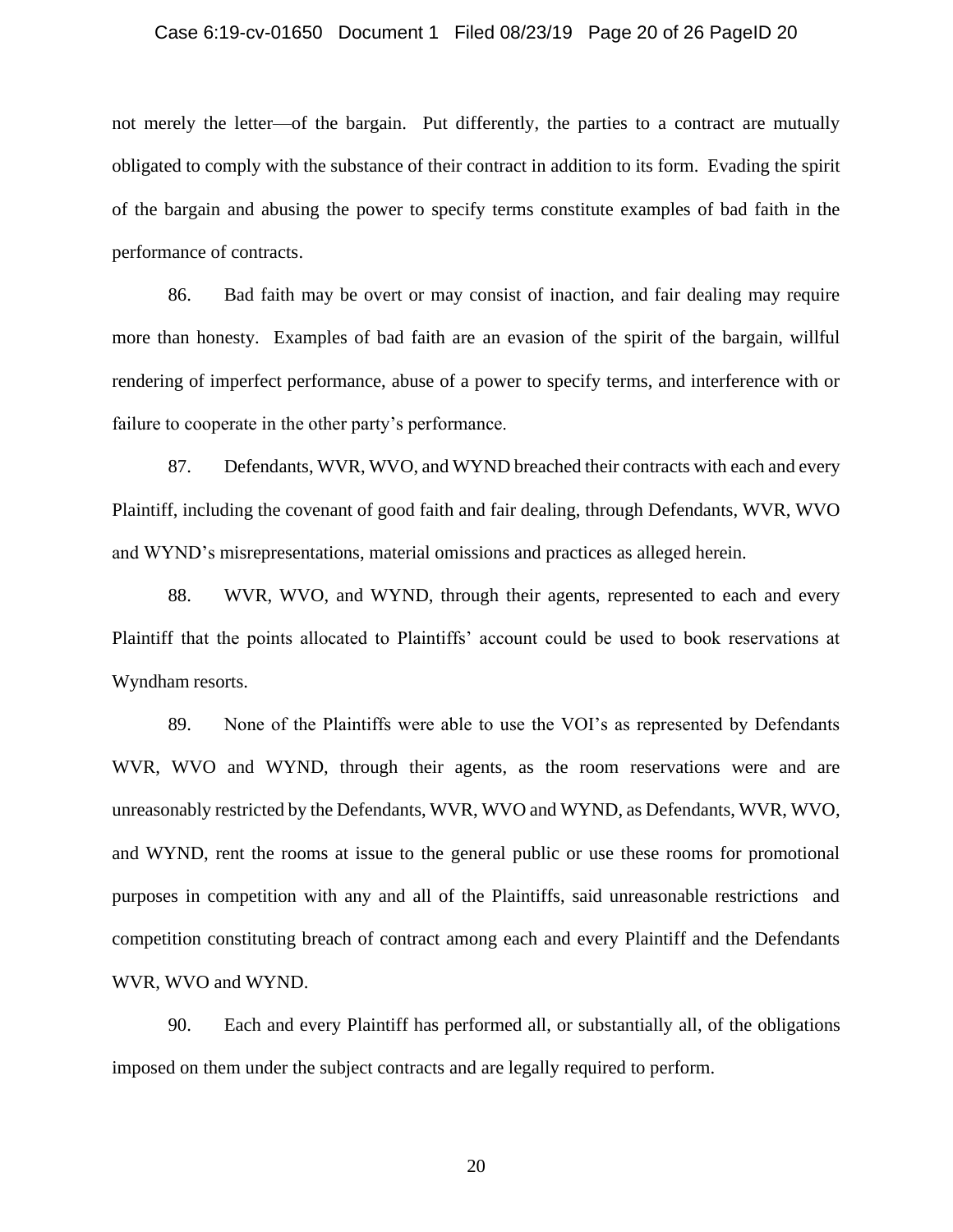not merely the letter—of the bargain. Put differently, the parties to a contract are mutually obligated to comply with the substance of their contract in addition to its form. Evading the spirit of the bargain and abusing the power to specify terms constitute examples of bad faith in the performance of contracts.

86. Bad faith may be overt or may consist of inaction, and fair dealing may require more than honesty. Examples of bad faith are an evasion of the spirit of the bargain, willful rendering of imperfect performance, abuse of a power to specify terms, and interference with or failure to cooperate in the other party's performance.

87. Defendants, WVR, WVO, and WYND breached their contracts with each and every Plaintiff, including the covenant of good faith and fair dealing, through Defendants, WVR, WVO and WYND's misrepresentations, material omissions and practices as alleged herein.

88. WVR, WVO, and WYND, through their agents, represented to each and every Plaintiff that the points allocated to Plaintiffs' account could be used to book reservations at Wyndham resorts.

89. None of the Plaintiffs were able to use the VOI's as represented by Defendants WVR, WVO and WYND, through their agents, as the room reservations were and are unreasonably restricted by the Defendants, WVR, WVO and WYND, as Defendants, WVR, WVO, and WYND, rent the rooms at issue to the general public or use these rooms for promotional purposes in competition with any and all of the Plaintiffs, said unreasonable restrictions and competition constituting breach of contract among each and every Plaintiff and the Defendants WVR, WVO and WYND.

90. Each and every Plaintiff has performed all, or substantially all, of the obligations imposed on them under the subject contracts and are legally required to perform.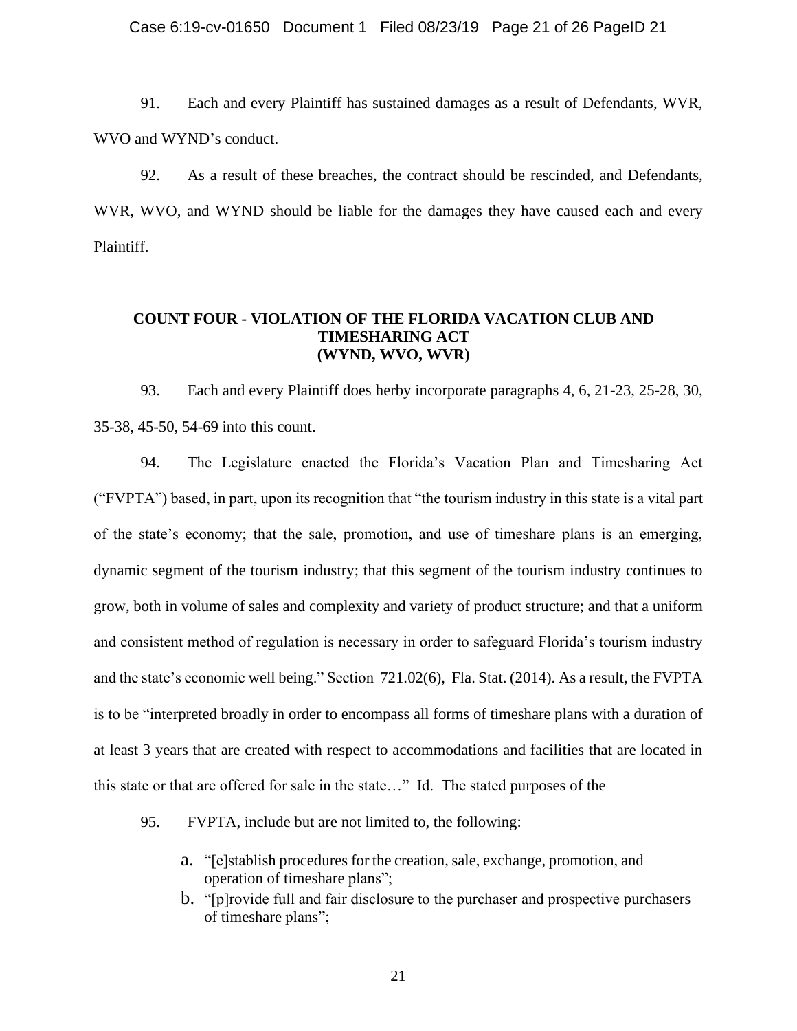91. Each and every Plaintiff has sustained damages as a result of Defendants, WVR, WVO and WYND's conduct.

92. As a result of these breaches, the contract should be rescinded, and Defendants, WVR, WVO, and WYND should be liable for the damages they have caused each and every Plaintiff.

**COUNT FOUR - VIOLATION OF THE FLORIDA VACATION CLUB AND TIMESHARING ACT (WYND, WVO, WVR)**

93. Each and every Plaintiff does herby incorporate paragraphs 4, 6, 21-23, 25-28, 30, 35-38, 45-50, 54-69 into this count.

94. The Legislature enacted the Florida's Vacation Plan and Timesharing Act ("FVPTA") based, in part, upon its recognition that "the tourism industry in this state is a vital part of the state's economy; that the sale, promotion, and use of timeshare plans is an emerging, dynamic segment of the tourism industry; that this segment of the tourism industry continues to grow, both in volume of sales and complexity and variety of product structure; and that a uniform and consistent method of regulation is necessary in order to safeguard Florida's tourism industry and the state's economic well being." Section 721.02(6), Fla. Stat. (2014). As a result, the FVPTA is to be "interpreted broadly in order to encompass all forms of timeshare plans with a duration of at least 3 years that are created with respect to accommodations and facilities that are located in this state or that are offered for sale in the state…" Id. The stated purposes of the

95. FVPTA, include but are not limited to, the following:

a. "[e]stablish procedures for the creation, sale, exchange, promotion, and operation of timeshare plans";
b. "[p]rovide full and fair disclosure to the purchaser and prospective purchasers of timeshare plans";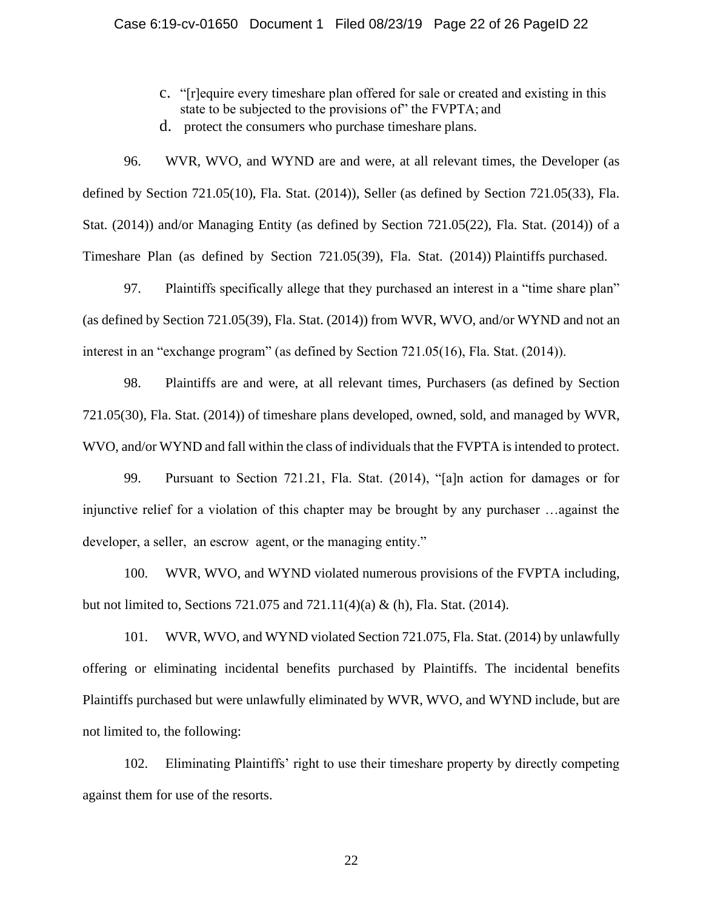c. "[r]equire every timeshare plan offered for sale or created and existing in this state to be subjected to the provisions of" the FVPTA; and

d. protect the consumers who purchase timeshare plans.

96. WVR, WVO, and WYND are and were, at all relevant times, the Developer (as defined by Section 721.05(10), Fla. Stat. (2014)), Seller (as defined by Section 721.05(33), Fla. Stat. (2014)) and/or Managing Entity (as defined by Section 721.05(22), Fla. Stat. (2014)) of a Timeshare Plan (as defined by Section 721.05(39), Fla. Stat. (2014)) Plaintiffs purchased.

97. Plaintiffs specifically allege that they purchased an interest in a "time share plan" (as defined by Section 721.05(39), Fla. Stat. (2014)) from WVR, WVO, and/or WYND and not an interest in an "exchange program" (as defined by Section 721.05(16), Fla. Stat. (2014)).

98. Plaintiffs are and were, at all relevant times, Purchasers (as defined by Section 721.05(30), Fla. Stat. (2014)) of timeshare plans developed, owned, sold, and managed by WVR, WVO, and/or WYND and fall within the class of individuals that the FVPTA is intended to protect.

99. Pursuant to Section 721.21, Fla. Stat. (2014), "[a]n action for damages or for injunctive relief for a violation of this chapter may be brought by any purchaser …against the developer, a seller, an escrow agent, or the managing entity."

100. WVR, WVO, and WYND violated numerous provisions of the FVPTA including, but not limited to, Sections 721.075 and 721.11(4)(a) & (h), Fla. Stat. (2014).

101. WVR, WVO, and WYND violated Section 721.075, Fla. Stat. (2014) by unlawfully offering or eliminating incidental benefits purchased by Plaintiffs. The incidental benefits Plaintiffs purchased but were unlawfully eliminated by WVR, WVO, and WYND include, but are not limited to, the following:

102. Eliminating Plaintiffs' right to use their timeshare property by directly competing against them for use of the resorts.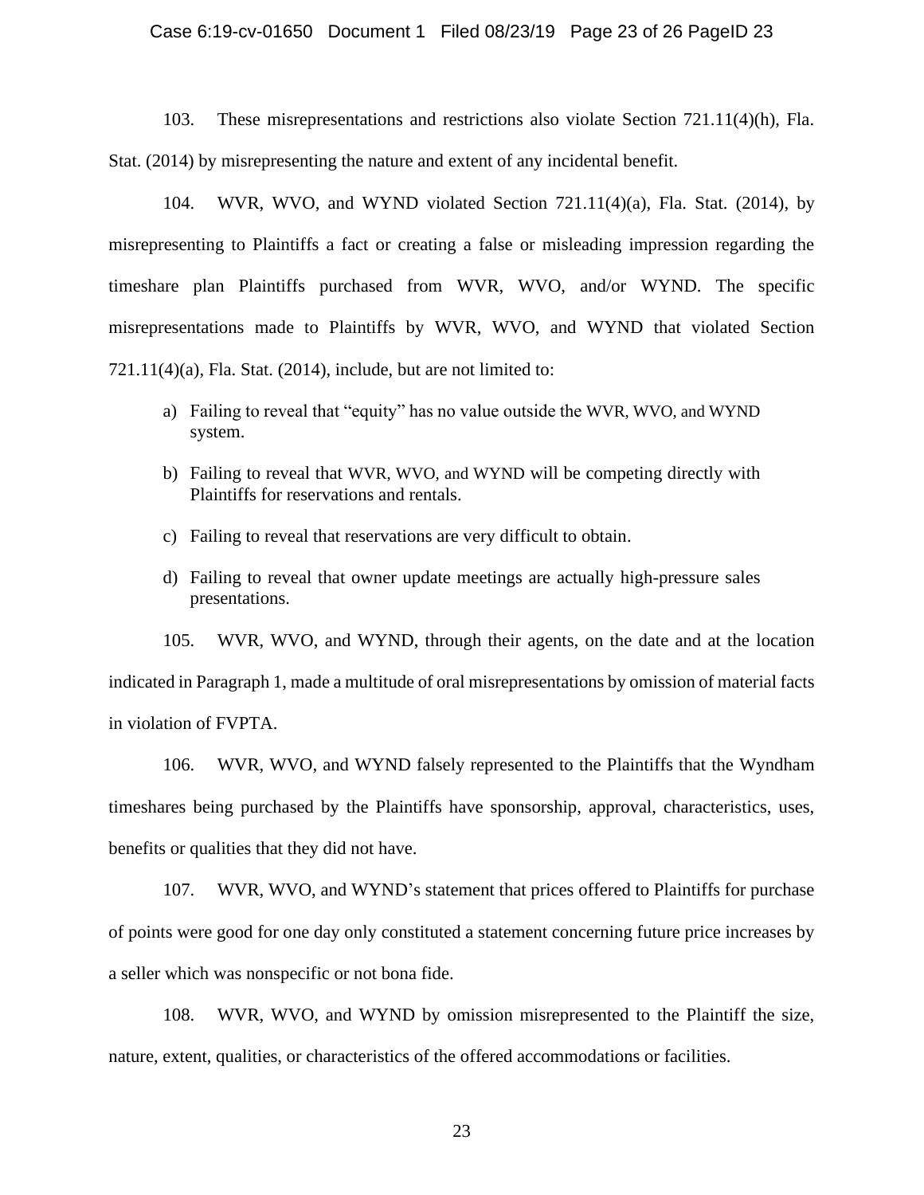103. These misrepresentations and restrictions also violate Section 721.11(4)(h), Fla. Stat. (2014) by misrepresenting the nature and extent of any incidental benefit.

104. WVR, WVO, and WYND violated Section 721.11(4)(a), Fla. Stat. (2014), by misrepresenting to Plaintiffs a fact or creating a false or misleading impression regarding the timeshare plan Plaintiffs purchased from WVR, WVO, and/or WYND. The specific misrepresentations made to Plaintiffs by WVR, WVO, and WYND that violated Section 721.11(4)(a), Fla. Stat. (2014), include, but are not limited to:

a) Failing to reveal that "equity" has no value outside the WVR, WVO, and WYND system.

b) Failing to reveal that WVR, WVO, and WYND will be competing directly with Plaintiffs for reservations and rentals.

c) Failing to reveal that reservations are very difficult to obtain.

d) Failing to reveal that owner update meetings are actually high-pressure sales presentations.

105. WVR, WVO, and WYND, through their agents, on the date and at the location indicated in Paragraph 1, made a multitude of oral misrepresentations by omission of material facts in violation of FVPTA.

106. WVR, WVO, and WYND falsely represented to the Plaintiffs that the Wyndham timeshares being purchased by the Plaintiffs have sponsorship, approval, characteristics, uses, benefits or qualities that they did not have.

107. WVR, WVO, and WYND's statement that prices offered to Plaintiffs for purchase of points were good for one day only constituted a statement concerning future price increases by a seller which was nonspecific or not bona fide.

108. WVR, WVO, and WYND by omission misrepresented to the Plaintiff the size, nature, extent, qualities, or characteristics of the offered accommodations or facilities.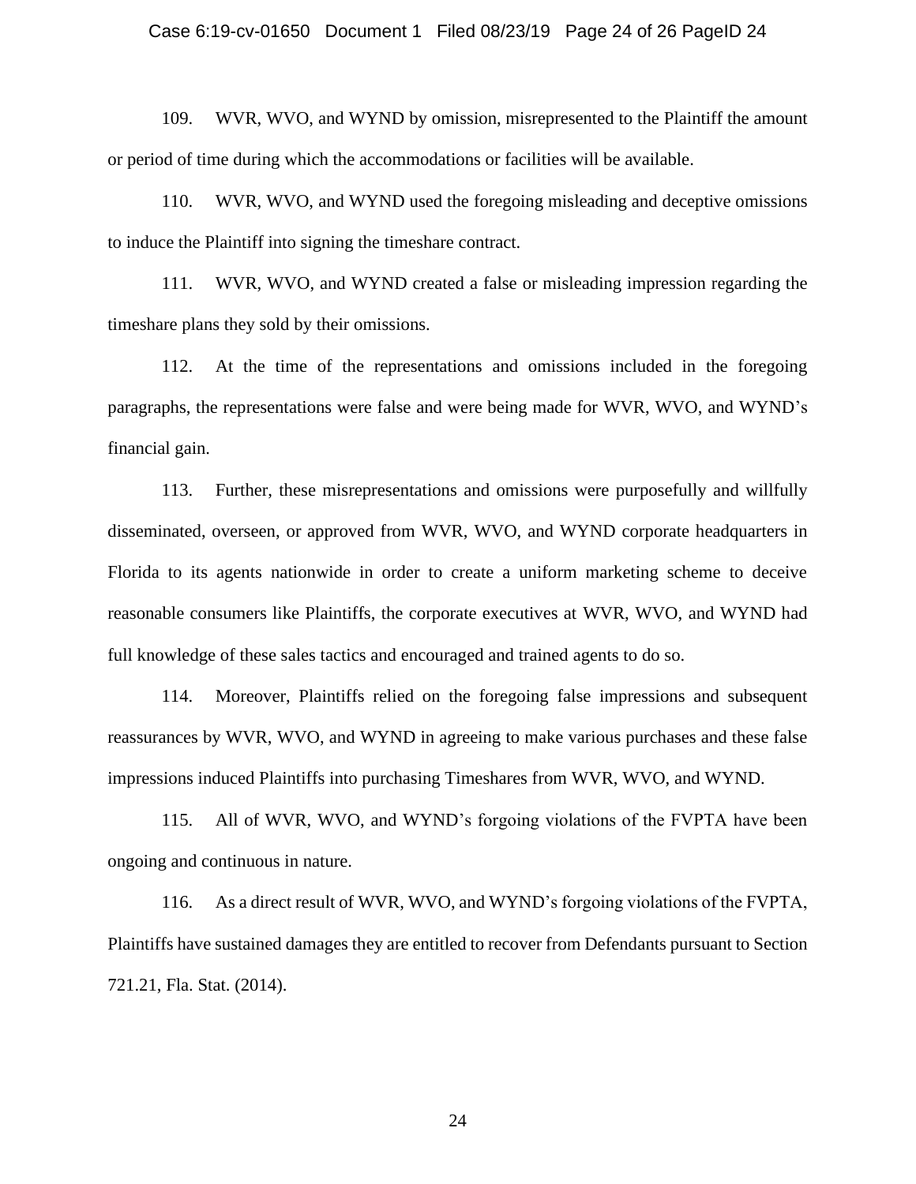109. WVR, WVO, and WYND by omission, misrepresented to the Plaintiff the amount or period of time during which the accommodations or facilities will be available.

110. WVR, WVO, and WYND used the foregoing misleading and deceptive omissions to induce the Plaintiff into signing the timeshare contract.

111. WVR, WVO, and WYND created a false or misleading impression regarding the timeshare plans they sold by their omissions.

112. At the time of the representations and omissions included in the foregoing paragraphs, the representations were false and were being made for WVR, WVO, and WYND's financial gain.

113. Further, these misrepresentations and omissions were purposefully and willfully disseminated, overseen, or approved from WVR, WVO, and WYND corporate headquarters in Florida to its agents nationwide in order to create a uniform marketing scheme to deceive reasonable consumers like Plaintiffs, the corporate executives at WVR, WVO, and WYND had full knowledge of these sales tactics and encouraged and trained agents to do so.

114. Moreover, Plaintiffs relied on the foregoing false impressions and subsequent reassurances by WVR, WVO, and WYND in agreeing to make various purchases and these false impressions induced Plaintiffs into purchasing Timeshares from WVR, WVO, and WYND.

115. All of WVR, WVO, and WYND's forgoing violations of the FVPTA have been ongoing and continuous in nature.

116. As a direct result of WVR, WVO, and WYND's forgoing violations of the FVPTA, Plaintiffs have sustained damages they are entitled to recover from Defendants pursuant to Section 721.21, Fla. Stat. (2014).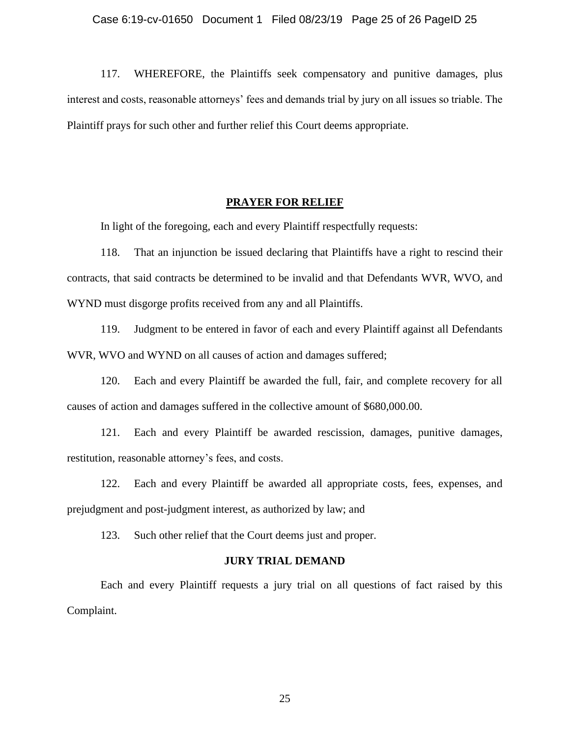117. WHEREFORE, the Plaintiffs seek compensatory and punitive damages, plus interest and costs, reasonable attorneys' fees and demands trial by jury on all issues so triable. The Plaintiff prays for such other and further relief this Court deems appropriate.

## PRAYER FOR RELIEF

In light of the foregoing, each and every Plaintiff respectfully requests:

118. That an injunction be issued declaring that Plaintiffs have a right to rescind their contracts, that said contracts be determined to be invalid and that Defendants WVR, WVO, and WYND must disgorge profits received from any and all Plaintiffs.

119. Judgment to be entered in favor of each and every Plaintiff against all Defendants WVR, WVO and WYND on all causes of action and damages suffered;

120. Each and every Plaintiff be awarded the full, fair, and complete recovery for all causes of action and damages suffered in the collective amount of $680,000.00.

121. Each and every Plaintiff be awarded rescission, damages, punitive damages, restitution, reasonable attorney's fees, and costs.

122. Each and every Plaintiff be awarded all appropriate costs, fees, expenses, and prejudgment and post-judgment interest, as authorized by law; and

123. Such other relief that the Court deems just and proper.

## JURY TRIAL DEMAND

Each and every Plaintiff requests a jury trial on all questions of fact raised by this Complaint.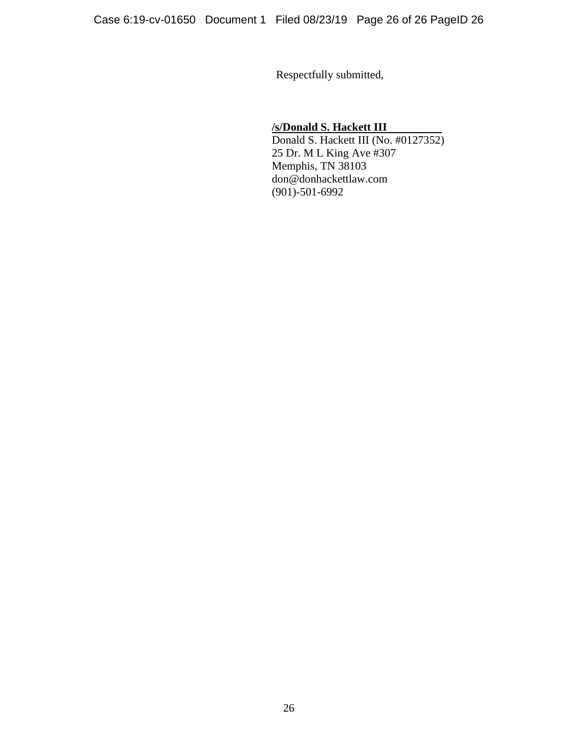Respectfully submitted,

**/s/Donald S. Hackett III**
Donald S. Hackett III (No. #0127352)
25 Dr. M L King Ave #307
Memphis, TN 38103
don@donhackettlaw.com
(901)-501-6992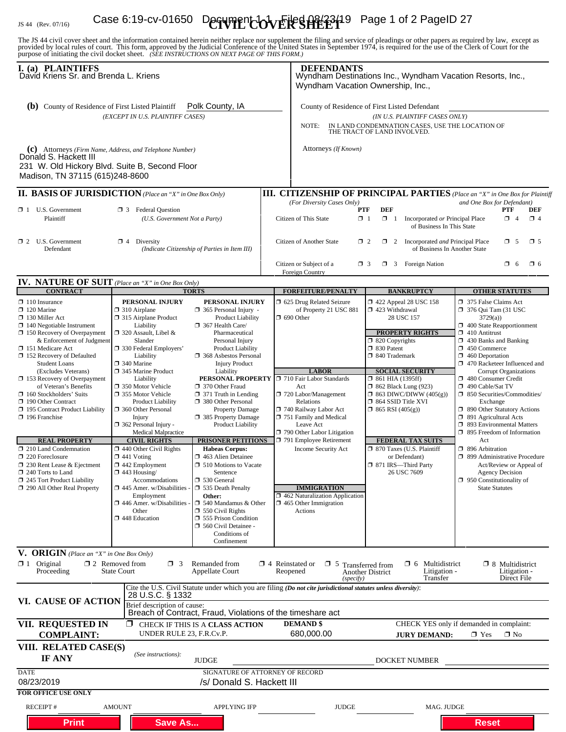JS 44 (Rev. 07/16)

# CIVIL COVER SHEET

The JS 44 civil cover sheet and the information contained herein neither replace nor supplement the filing and service of pleadings or other papers as required by law, except as provided by local rules of court. This form, approved by the Judicial Conference of the United States in September 1974, is required for the use of the Clerk of Court for the purpose of initiating the civil docket sheet. *(SEE INSTRUCTIONS ON NEXT PAGE OF THIS FORM.)*

## I. (a) PLAINTIFFS

David Kriens Sr. and Brenda L. Kriens

**(b)** County of Residence of First Listed Plaintiff Polk County, IA
*(EXCEPT IN U.S. PLAINTIFF CASES)*

**(c)** Attorneys *(Firm Name, Address, and Telephone Number)*
Donald S. Hackett III
231 W. Old Hickory Blvd. Suite B, Second Floor
Madison, TN 37115 (615)248-8600

## DEFENDANTS

Wyndham Destinations Inc., Wyndham Vacation Resorts, Inc., Wyndham Vacation Ownership, Inc.,

County of Residence of First Listed Defendant
*(IN U.S. PLAINTIFF CASES ONLY)*

NOTE: IN LAND CONDEMNATION CASES, USE THE LOCATION OF THE TRACT OF LAND INVOLVED.

Attorneys *(If Known)*

## II. BASIS OF JURISDICTION *(Place an "X" in One Box Only)*

- ☐ 1 U.S. Government Plaintiff
- ☐ 3 Federal Question *(U.S. Government Not a Party)*
- ☐ 2 U.S. Government Defendant
- ☐ 4 Diversity *(Indicate Citizenship of Parties in Item III)*

## III. CITIZENSHIP OF PRINCIPAL PARTIES *(Place an "X" in One Box for Plaintiff and One Box for Defendant)*

*(For Diversity Cases Only)*

| | PTF | DEF | | PTF | DEF |
|---|---|---|---|---|---|
| Citizen of This State | ☐ 1 | ☐ 1 | Incorporated *or* Principal Place of Business In This State | ☐ 4 | ☐ 4 |
| Citizen of Another State | ☐ 2 | ☐ 2 | Incorporated *and* Principal Place of Business In Another State | ☐ 5 | ☐ 5 |
| Citizen or Subject of a Foreign Country | ☐ 3 | ☐ 3 | Foreign Nation | ☐ 6 | ☐ 6 |

## IV. NATURE OF SUIT *(Place an "X" in One Box Only)*

**CONTRACT**
- ☐ 110 Insurance
- ☐ 120 Marine
- ☐ 130 Miller Act
- ☐ 140 Negotiable Instrument
- ☐ 150 Recovery of Overpayment & Enforcement of Judgment
- ☐ 151 Medicare Act
- ☐ 152 Recovery of Defaulted Student Loans (Excludes Veterans)
- ☐ 153 Recovery of Overpayment of Veteran's Benefits
- ☐ 160 Stockholders' Suits
- ☐ 190 Other Contract
- ☐ 195 Contract Product Liability
- ☐ 196 Franchise

**REAL PROPERTY**
- ☐ 210 Land Condemnation
- ☐ 220 Foreclosure
- ☐ 230 Rent Lease & Ejectment
- ☐ 240 Torts to Land
- ☐ 245 Tort Product Liability
- ☐ 290 All Other Real Property

**TORTS**

PERSONAL INJURY
- ☐ 310 Airplane
- ☐ 315 Airplane Product Liability
- ☐ 320 Assault, Libel & Slander
- ☐ 330 Federal Employers' Liability
- ☐ 340 Marine
- ☐ 345 Marine Product Liability
- ☐ 350 Motor Vehicle
- ☐ 355 Motor Vehicle Product Liability
- ☐ 360 Other Personal Injury
- ☐ 362 Personal Injury - Medical Malpractice

PERSONAL INJURY
- ☐ 365 Personal Injury - Product Liability
- ☐ 367 Health Care/ Pharmaceutical Personal Injury Product Liability
- ☐ 368 Asbestos Personal Injury Product Liability

PERSONAL PROPERTY
- ☐ 370 Other Fraud
- ☐ 371 Truth in Lending
- ☐ 380 Other Personal Property Damage
- ☐ 385 Property Damage Product Liability

**CIVIL RIGHTS**
- ☐ 440 Other Civil Rights
- ☐ 441 Voting
- ☐ 442 Employment
- ☐ 443 Housing/ Accommodations
- ☐ 445 Amer. w/Disabilities - Employment
- ☐ 446 Amer. w/Disabilities - Other
- ☐ 448 Education

**PRISONER PETITIONS**

Habeas Corpus:
- ☐ 463 Alien Detainee
- ☐ 510 Motions to Vacate Sentence
- ☐ 530 General
- ☐ 535 Death Penalty

Other:
- ☐ 540 Mandamus & Other
- ☐ 550 Civil Rights
- ☐ 555 Prison Condition
- ☐ 560 Civil Detainee - Conditions of Confinement

**FORFEITURE/PENALTY**
- ☐ 625 Drug Related Seizure of Property 21 USC 881
- ☐ 690 Other

**LABOR**
- ☐ 710 Fair Labor Standards Act
- ☐ 720 Labor/Management Relations
- ☐ 740 Railway Labor Act
- ☐ 751 Family and Medical Leave Act
- ☐ 790 Other Labor Litigation
- ☐ 791 Employee Retirement Income Security Act

**IMMIGRATION**
- ☐ 462 Naturalization Application
- ☐ 465 Other Immigration Actions

**BANKRUPTCY**
- ☐ 422 Appeal 28 USC 158
- ☐ 423 Withdrawal 28 USC 157

**PROPERTY RIGHTS**
- ☐ 820 Copyrights
- ☐ 830 Patent
- ☐ 840 Trademark

**SOCIAL SECURITY**
- ☐ 861 HIA (1395ff)
- ☐ 862 Black Lung (923)
- ☐ 863 DIWC/DIWW (405(g))
- ☐ 864 SSID Title XVI
- ☐ 865 RSI (405(g))

**FEDERAL TAX SUITS**
- ☐ 870 Taxes (U.S. Plaintiff or Defendant)
- ☐ 871 IRS—Third Party 26 USC 7609

**OTHER STATUTES**
- ☐ 375 False Claims Act
- ☐ 376 Qui Tam (31 USC 3729(a))
- ☐ 400 State Reapportionment
- ☐ 410 Antitrust
- ☐ 430 Banks and Banking
- ☐ 450 Commerce
- ☐ 460 Deportation
- ☐ 470 Racketeer Influenced and Corrupt Organizations
- ☐ 480 Consumer Credit
- ☐ 490 Cable/Sat TV
- ☐ 850 Securities/Commodities/ Exchange
- ☐ 890 Other Statutory Actions
- ☐ 891 Agricultural Acts
- ☐ 893 Environmental Matters
- ☐ 895 Freedom of Information Act
- ☐ 896 Arbitration
- ☐ 899 Administrative Procedure Act/Review or Appeal of Agency Decision
- ☐ 950 Constitutionality of State Statutes

## V. ORIGIN *(Place an "X" in One Box Only)*

- ☐ 1 Original Proceeding
- ☐ 2 Removed from State Court
- ☐ 3 Remanded from Appellate Court
- ☐ 4 Reinstated or Reopened
- ☐ 5 Transferred from Another District *(specify)*
- ☐ 6 Multidistrict Litigation - Transfer
- ☐ 8 Multidistrict Litigation - Direct File

## VI. CAUSE OF ACTION

Cite the U.S. Civil Statute under which you are filing *(Do not cite jurisdictional statutes unless diversity)*:
28 U.S.C. § 1332

Brief description of cause:
Breach of Contract, Fraud, Violations of the timeshare act

## VII. REQUESTED IN COMPLAINT:

☐ CHECK IF THIS IS A **CLASS ACTION** UNDER RULE 23, F.R.Cv.P.

**DEMAND $** 680,000.00

CHECK YES only if demanded in complaint:
**JURY DEMAND:** ☐ Yes ☐ No

## VIII. RELATED CASE(S) IF ANY

*(See instructions):* JUDGE ______ DOCKET NUMBER ______

DATE: 08/23/2019

SIGNATURE OF ATTORNEY OF RECORD: /s/ Donald S. Hackett III

**FOR OFFICE USE ONLY**

RECEIPT # ______ AMOUNT ______ APPLYING IFP ______ JUDGE ______ MAG. JUDGE ______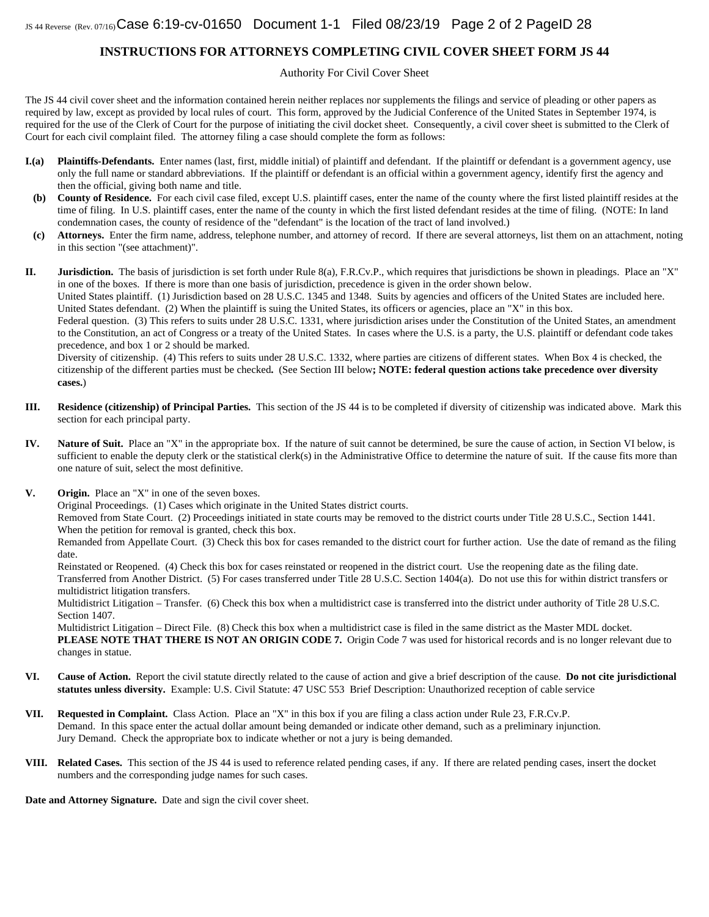## INSTRUCTIONS FOR ATTORNEYS COMPLETING CIVIL COVER SHEET FORM JS 44

Authority For Civil Cover Sheet

The JS 44 civil cover sheet and the information contained herein neither replaces nor supplements the filings and service of pleading or other papers as required by law, except as provided by local rules of court. This form, approved by the Judicial Conference of the United States in September 1974, is required for the use of the Clerk of Court for the purpose of initiating the civil docket sheet. Consequently, a civil cover sheet is submitted to the Clerk of Court for each civil complaint filed. The attorney filing a case should complete the form as follows:

**I.(a)** **Plaintiffs-Defendants.** Enter names (last, first, middle initial) of plaintiff and defendant. If the plaintiff or defendant is a government agency, use only the full name or standard abbreviations. If the plaintiff or defendant is an official within a government agency, identify first the agency and then the official, giving both name and title.

**(b)** **County of Residence.** For each civil case filed, except U.S. plaintiff cases, enter the name of the county where the first listed plaintiff resides at the time of filing. In U.S. plaintiff cases, enter the name of the county in which the first listed defendant resides at the time of filing. (NOTE: In land condemnation cases, the county of residence of the "defendant" is the location of the tract of land involved.)

**(c)** **Attorneys.** Enter the firm name, address, telephone number, and attorney of record. If there are several attorneys, list them on an attachment, noting in this section "(see attachment)".

**II.** **Jurisdiction.** The basis of jurisdiction is set forth under Rule 8(a), F.R.Cv.P., which requires that jurisdictions be shown in pleadings. Place an "X" in one of the boxes. If there is more than one basis of jurisdiction, precedence is given in the order shown below.
United States plaintiff. (1) Jurisdiction based on 28 U.S.C. 1345 and 1348. Suits by agencies and officers of the United States are included here.
United States defendant. (2) When the plaintiff is suing the United States, its officers or agencies, place an "X" in this box.
Federal question. (3) This refers to suits under 28 U.S.C. 1331, where jurisdiction arises under the Constitution of the United States, an amendment to the Constitution, an act of Congress or a treaty of the United States. In cases where the U.S. is a party, the U.S. plaintiff or defendant code takes precedence, and box 1 or 2 should be marked.
Diversity of citizenship. (4) This refers to suits under 28 U.S.C. 1332, where parties are citizens of different states. When Box 4 is checked, the citizenship of the different parties must be checked**.** (See Section III below**; NOTE: federal question actions take precedence over diversity cases.**)

**III.** **Residence (citizenship) of Principal Parties.** This section of the JS 44 is to be completed if diversity of citizenship was indicated above. Mark this section for each principal party.

**IV.** **Nature of Suit.** Place an "X" in the appropriate box. If the nature of suit cannot be determined, be sure the cause of action, in Section VI below, is sufficient to enable the deputy clerk or the statistical clerk(s) in the Administrative Office to determine the nature of suit. If the cause fits more than one nature of suit, select the most definitive.

**V.** **Origin.** Place an "X" in one of the seven boxes.
Original Proceedings. (1) Cases which originate in the United States district courts.
Removed from State Court. (2) Proceedings initiated in state courts may be removed to the district courts under Title 28 U.S.C., Section 1441. When the petition for removal is granted, check this box.
Remanded from Appellate Court. (3) Check this box for cases remanded to the district court for further action. Use the date of remand as the filing date.
Reinstated or Reopened. (4) Check this box for cases reinstated or reopened in the district court. Use the reopening date as the filing date.
Transferred from Another District. (5) For cases transferred under Title 28 U.S.C. Section 1404(a). Do not use this for within district transfers or multidistrict litigation transfers.
Multidistrict Litigation – Transfer. (6) Check this box when a multidistrict case is transferred into the district under authority of Title 28 U.S.C. Section 1407.
Multidistrict Litigation – Direct File. (8) Check this box when a multidistrict case is filed in the same district as the Master MDL docket.
**PLEASE NOTE THAT THERE IS NOT AN ORIGIN CODE 7.** Origin Code 7 was used for historical records and is no longer relevant due to changes in statue.

**VI.** **Cause of Action.** Report the civil statute directly related to the cause of action and give a brief description of the cause. **Do not cite jurisdictional statutes unless diversity.** Example: U.S. Civil Statute: 47 USC 553 Brief Description: Unauthorized reception of cable service

**VII.** **Requested in Complaint.** Class Action. Place an "X" in this box if you are filing a class action under Rule 23, F.R.Cv.P.
Demand. In this space enter the actual dollar amount being demanded or indicate other demand, such as a preliminary injunction.
Jury Demand. Check the appropriate box to indicate whether or not a jury is being demanded.

**VIII.** **Related Cases.** This section of the JS 44 is used to reference related pending cases, if any. If there are related pending cases, insert the docket numbers and the corresponding judge names for such cases.

**Date and Attorney Signature.** Date and sign the civil cover sheet.